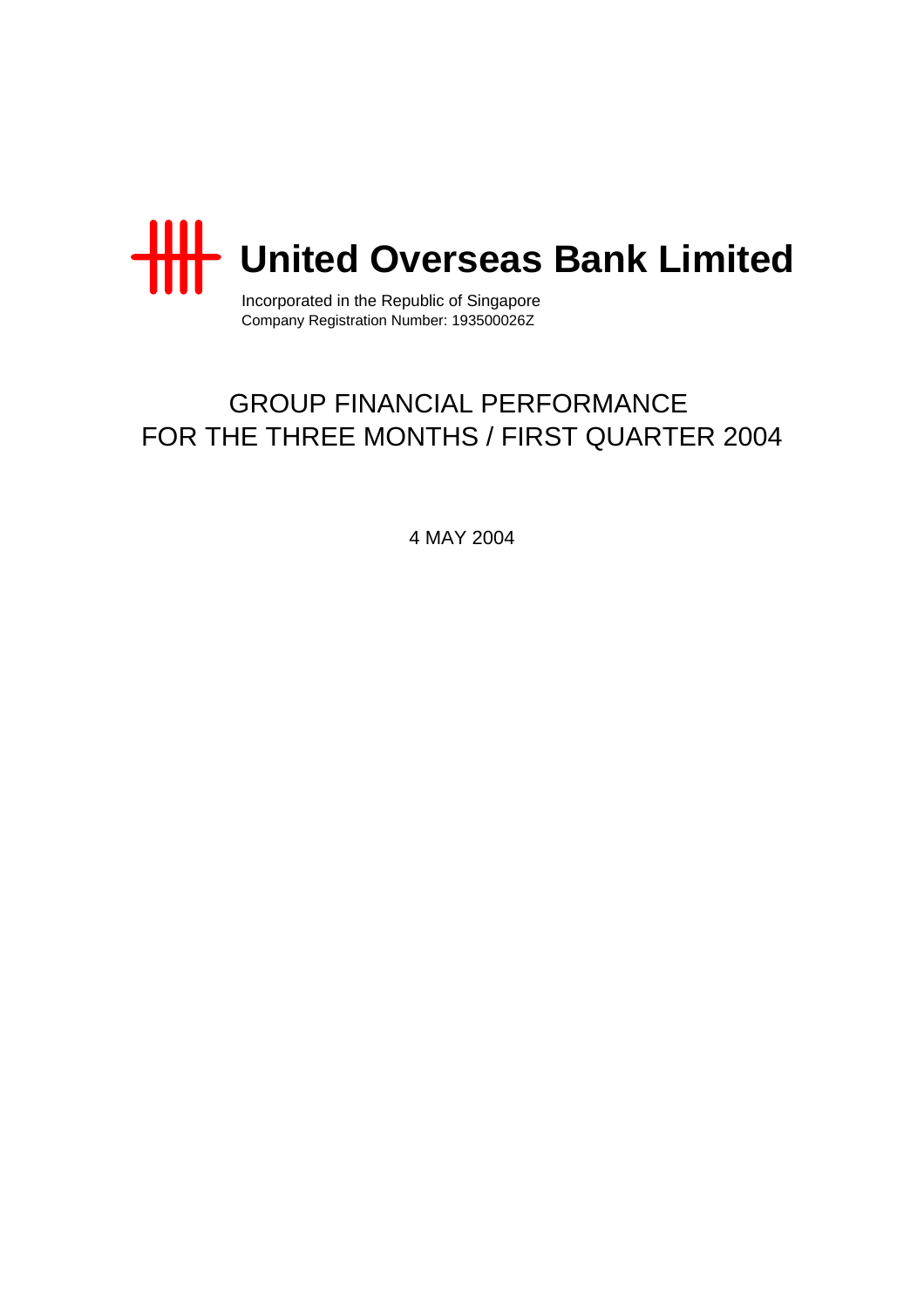# United Overseas Bank Limited

Incorporated in the Republic of Singapore
Company Registration Number: 193500026Z

## GROUP FINANCIAL PERFORMANCE FOR THE THREE MONTHS / FIRST QUARTER 2004

4 MAY 2004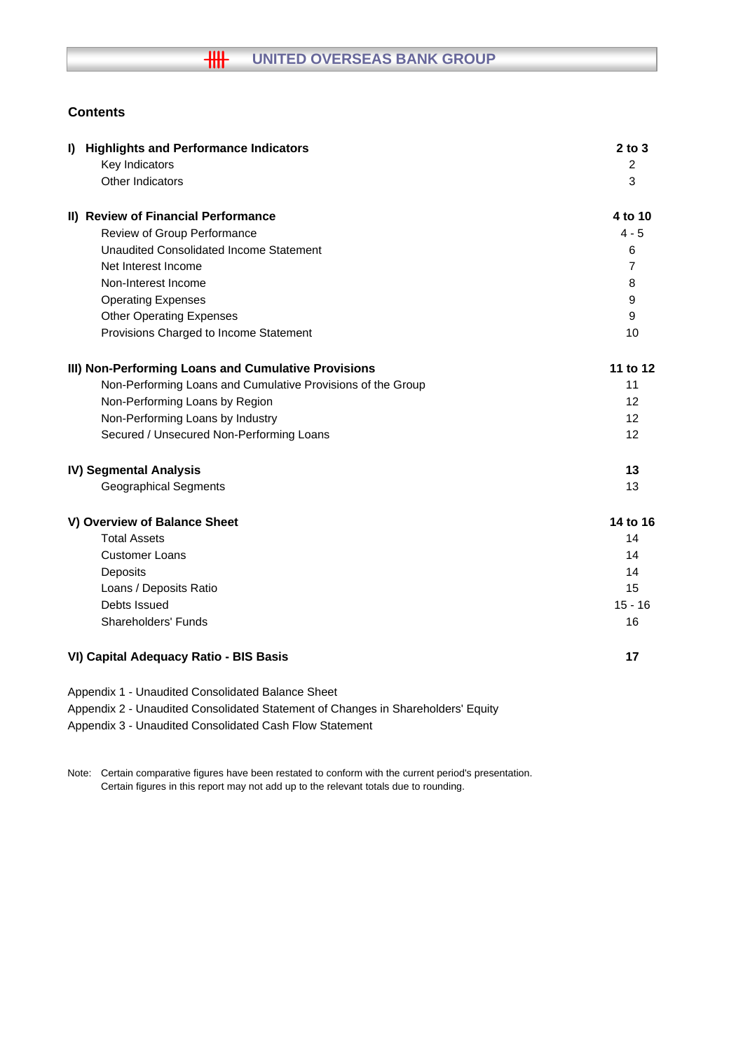## Contents

| | |
|---|---|
| **I) Highlights and Performance Indicators** | **2 to 3** |
| Key Indicators | 2 |
| Other Indicators | 3 |
| **II) Review of Financial Performance** | **4 to 10** |
| Review of Group Performance | 4 - 5 |
| Unaudited Consolidated Income Statement | 6 |
| Net Interest Income | 7 |
| Non-Interest Income | 8 |
| Operating Expenses | 9 |
| Other Operating Expenses | 9 |
| Provisions Charged to Income Statement | 10 |
| **III) Non-Performing Loans and Cumulative Provisions** | **11 to 12** |
| Non-Performing Loans and Cumulative Provisions of the Group | 11 |
| Non-Performing Loans by Region | 12 |
| Non-Performing Loans by Industry | 12 |
| Secured / Unsecured Non-Performing Loans | 12 |
| **IV) Segmental Analysis** | **13** |
| Geographical Segments | 13 |
| **V) Overview of Balance Sheet** | **14 to 16** |
| Total Assets | 14 |
| Customer Loans | 14 |
| Deposits | 14 |
| Loans / Deposits Ratio | 15 |
| Debts Issued | 15 - 16 |
| Shareholders' Funds | 16 |
| **VI) Capital Adequacy Ratio - BIS Basis** | **17** |

Appendix 1 - Unaudited Consolidated Balance Sheet

Appendix 2 - Unaudited Consolidated Statement of Changes in Shareholders' Equity

Appendix 3 - Unaudited Consolidated Cash Flow Statement

Note: Certain comparative figures have been restated to conform with the current period's presentation.
Certain figures in this report may not add up to the relevant totals due to rounding.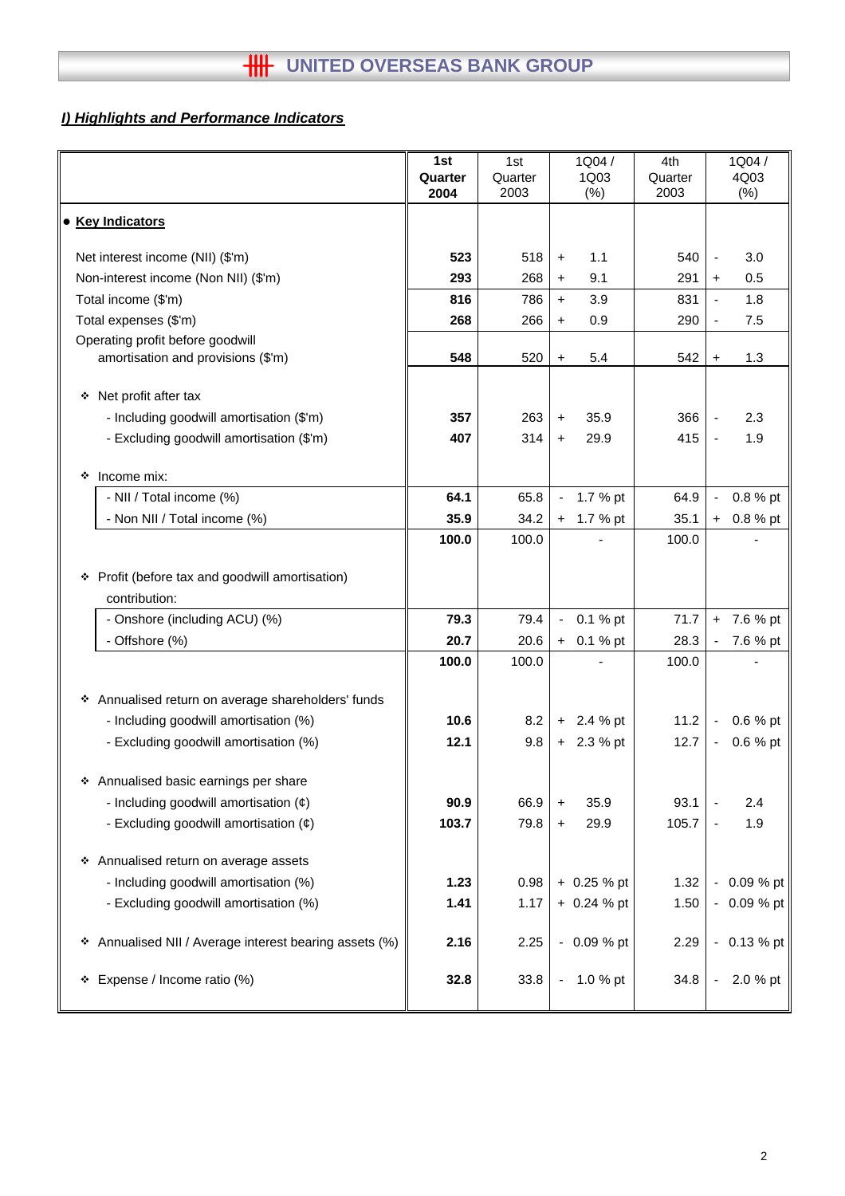## *I) Highlights and Performance Indicators*

| | 1st Quarter 2004 | 1st Quarter 2003 | 1Q04 / 1Q03 (%) | 4th Quarter 2003 | 1Q04 / 4Q03 (%) |
|---|---|---|---|---|---|
| • **Key Indicators** | | | | | |
| Net interest income (NII) ($'m) | **523** | 518 | + 1.1 | 540 | - 3.0 |
| Non-interest income (Non NII) ($'m) | **293** | 268 | + 9.1 | 291 | + 0.5 |
| Total income ($'m) | **816** | 786 | + 3.9 | 831 | - 1.8 |
| Total expenses ($'m) | **268** | 266 | + 0.9 | 290 | - 7.5 |
| Operating profit before goodwill amortisation and provisions ($'m) | **548** | 520 | + 5.4 | 542 | + 1.3 |
| ❖ Net profit after tax | | | | | |
| - Including goodwill amortisation ($'m) | **357** | 263 | + 35.9 | 366 | - 2.3 |
| - Excluding goodwill amortisation ($'m) | **407** | 314 | + 29.9 | 415 | - 1.9 |
| ❖ Income mix: | | | | | |
| - NII / Total income (%) | **64.1** | 65.8 | - 1.7 % pt | 64.9 | - 0.8 % pt |
| - Non NII / Total income (%) | **35.9** | 34.2 | + 1.7 % pt | 35.1 | + 0.8 % pt |
| | **100.0** | 100.0 | - | 100.0 | - |
| ❖ Profit (before tax and goodwill amortisation) contribution: | | | | | |
| - Onshore (including ACU) (%) | **79.3** | 79.4 | - 0.1 % pt | 71.7 | + 7.6 % pt |
| - Offshore (%) | **20.7** | 20.6 | + 0.1 % pt | 28.3 | - 7.6 % pt |
| | **100.0** | 100.0 | - | 100.0 | - |
| ❖ Annualised return on average shareholders' funds | | | | | |
| - Including goodwill amortisation (%) | **10.6** | 8.2 | + 2.4 % pt | 11.2 | - 0.6 % pt |
| - Excluding goodwill amortisation (%) | **12.1** | 9.8 | + 2.3 % pt | 12.7 | - 0.6 % pt |
| ❖ Annualised basic earnings per share | | | | | |
| - Including goodwill amortisation (¢) | **90.9** | 66.9 | + 35.9 | 93.1 | - 2.4 |
| - Excluding goodwill amortisation (¢) | **103.7** | 79.8 | + 29.9 | 105.7 | - 1.9 |
| ❖ Annualised return on average assets | | | | | |
| - Including goodwill amortisation (%) | **1.23** | 0.98 | + 0.25 % pt | 1.32 | - 0.09 % pt |
| - Excluding goodwill amortisation (%) | **1.41** | 1.17 | + 0.24 % pt | 1.50 | - 0.09 % pt |
| ❖ Annualised NII / Average interest bearing assets (%) | **2.16** | 2.25 | - 0.09 % pt | 2.29 | - 0.13 % pt |
| ❖ Expense / Income ratio (%) | **32.8** | 33.8 | - 1.0 % pt | 34.8 | - 2.0 % pt |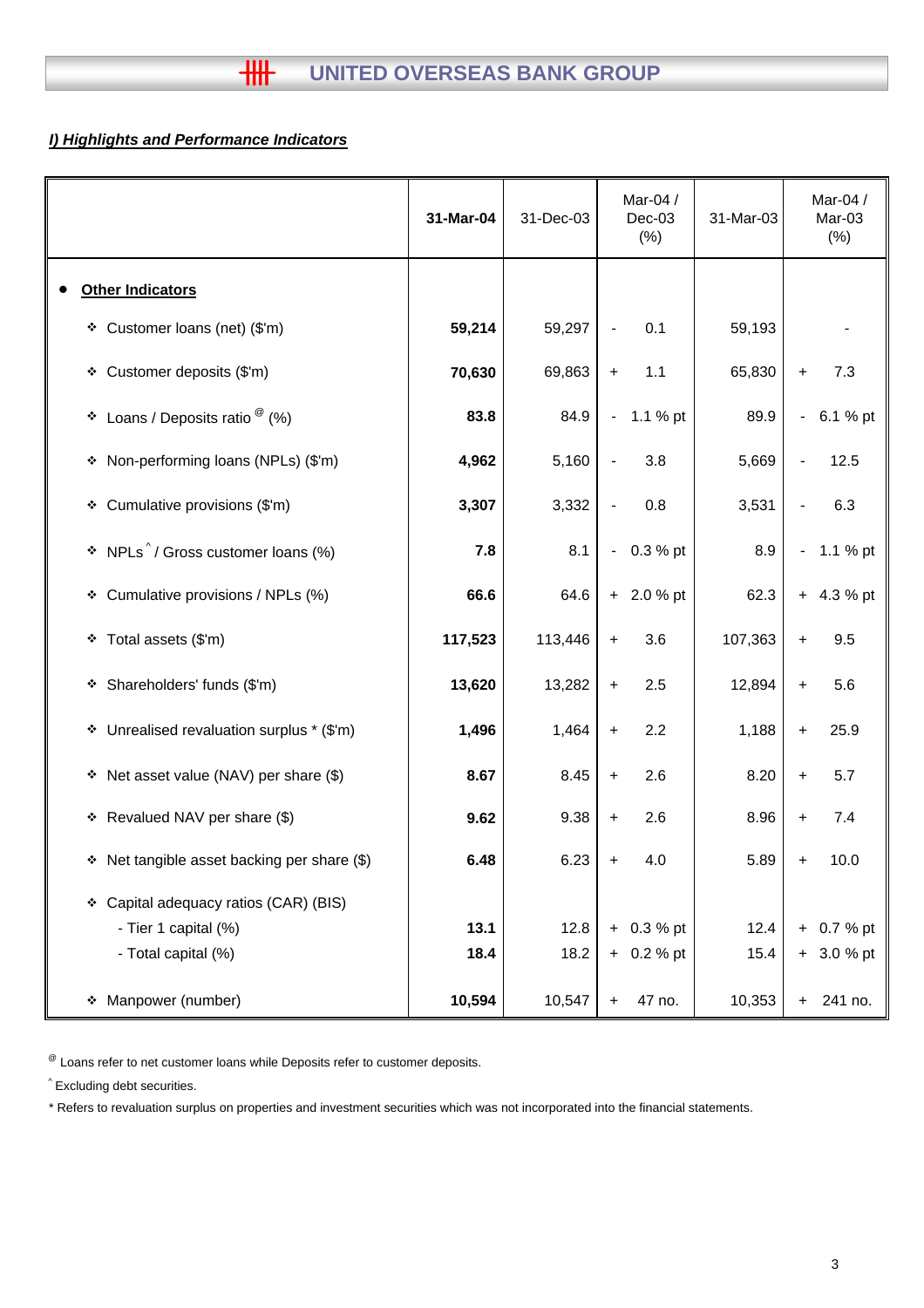## I) Highlights and Performance Indicators

| | 31-Mar-04 | 31-Dec-03 | Mar-04 / Dec-03 (%) | 31-Mar-03 | Mar-04 / Mar-03 (%) |
|---|---|---|---|---|---|
| • **Other Indicators** | | | | | |
| ❖ Customer loans (net) ($'m) | **59,214** | 59,297 | - 0.1 | 59,193 | - |
| ❖ Customer deposits ($'m) | **70,630** | 69,863 | + 1.1 | 65,830 | + 7.3 |
| ❖ Loans / Deposits ratio [@] (%) | **83.8** | 84.9 | - 1.1 % pt | 89.9 | - 6.1 % pt |
| ❖ Non-performing loans (NPLs) ($'m) | **4,962** | 5,160 | - 3.8 | 5,669 | - 12.5 |
| ❖ Cumulative provisions ($'m) | **3,307** | 3,332 | - 0.8 | 3,531 | - 6.3 |
| ❖ NPLs [^] / Gross customer loans (%) | **7.8** | 8.1 | - 0.3 % pt | 8.9 | - 1.1 % pt |
| ❖ Cumulative provisions / NPLs (%) | **66.6** | 64.6 | + 2.0 % pt | 62.3 | + 4.3 % pt |
| ❖ Total assets ($'m) | **117,523** | 113,446 | + 3.6 | 107,363 | + 9.5 |
| ❖ Shareholders' funds ($'m) | **13,620** | 13,282 | + 2.5 | 12,894 | + 5.6 |
| ❖ Unrealised revaluation surplus * ($'m) | **1,496** | 1,464 | + 2.2 | 1,188 | + 25.9 |
| ❖ Net asset value (NAV) per share ($) | **8.67** | 8.45 | + 2.6 | 8.20 | + 5.7 |
| ❖ Revalued NAV per share ($) | **9.62** | 9.38 | + 2.6 | 8.96 | + 7.4 |
| ❖ Net tangible asset backing per share ($) | **6.48** | 6.23 | + 4.0 | 5.89 | + 10.0 |
| ❖ Capital adequacy ratios (CAR) (BIS) | | | | | |
| - Tier 1 capital (%) | **13.1** | 12.8 | + 0.3 % pt | 12.4 | + 0.7 % pt |
| - Total capital (%) | **18.4** | 18.2 | + 0.2 % pt | 15.4 | + 3.0 % pt |
| ❖ Manpower (number) | **10,594** | 10,547 | + 47 no. | 10,353 | + 241 no. |

[@] Loans refer to net customer loans while Deposits refer to customer deposits.

[^] Excluding debt securities.

* Refers to revaluation surplus on properties and investment securities which was not incorporated into the financial statements.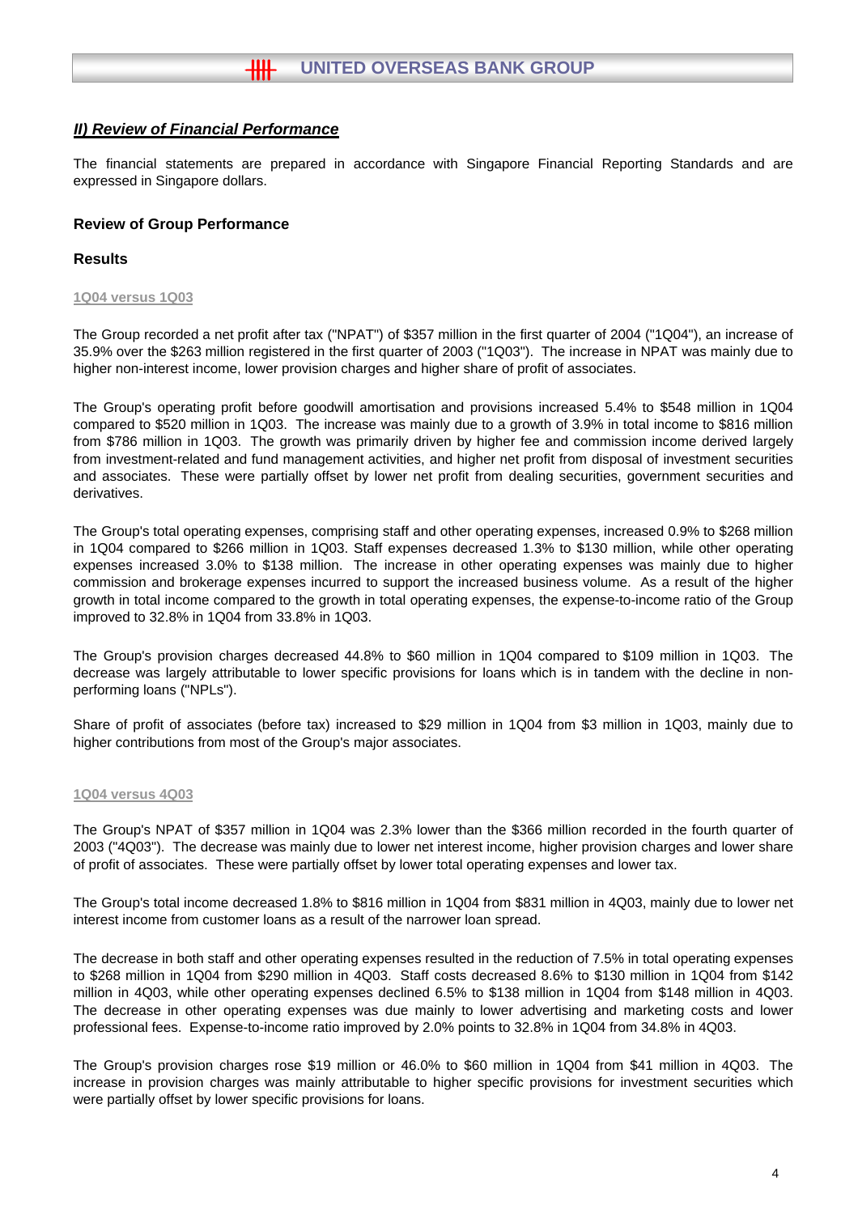## *II) Review of Financial Performance*

The financial statements are prepared in accordance with Singapore Financial Reporting Standards and are expressed in Singapore dollars.

### Review of Group Performance

### Results

1Q04 versus 1Q03

The Group recorded a net profit after tax ("NPAT") of $357 million in the first quarter of 2004 ("1Q04"), an increase of 35.9% over the $263 million registered in the first quarter of 2003 ("1Q03"). The increase in NPAT was mainly due to higher non-interest income, lower provision charges and higher share of profit of associates.

The Group's operating profit before goodwill amortisation and provisions increased 5.4% to $548 million in 1Q04 compared to $520 million in 1Q03. The increase was mainly due to a growth of 3.9% in total income to $816 million from $786 million in 1Q03. The growth was primarily driven by higher fee and commission income derived largely from investment-related and fund management activities, and higher net profit from disposal of investment securities and associates. These were partially offset by lower net profit from dealing securities, government securities and derivatives.

The Group's total operating expenses, comprising staff and other operating expenses, increased 0.9% to $268 million in 1Q04 compared to $266 million in 1Q03. Staff expenses decreased 1.3% to $130 million, while other operating expenses increased 3.0% to $138 million. The increase in other operating expenses was mainly due to higher commission and brokerage expenses incurred to support the increased business volume. As a result of the higher growth in total income compared to the growth in total operating expenses, the expense-to-income ratio of the Group improved to 32.8% in 1Q04 from 33.8% in 1Q03.

The Group's provision charges decreased 44.8% to $60 million in 1Q04 compared to $109 million in 1Q03. The decrease was largely attributable to lower specific provisions for loans which is in tandem with the decline in non-performing loans ("NPLs").

Share of profit of associates (before tax) increased to $29 million in 1Q04 from $3 million in 1Q03, mainly due to higher contributions from most of the Group's major associates.

1Q04 versus 4Q03

The Group's NPAT of $357 million in 1Q04 was 2.3% lower than the $366 million recorded in the fourth quarter of 2003 ("4Q03"). The decrease was mainly due to lower net interest income, higher provision charges and lower share of profit of associates. These were partially offset by lower total operating expenses and lower tax.

The Group's total income decreased 1.8% to $816 million in 1Q04 from $831 million in 4Q03, mainly due to lower net interest income from customer loans as a result of the narrower loan spread.

The decrease in both staff and other operating expenses resulted in the reduction of 7.5% in total operating expenses to $268 million in 1Q04 from $290 million in 4Q03. Staff costs decreased 8.6% to $130 million in 1Q04 from $142 million in 4Q03, while other operating expenses declined 6.5% to $138 million in 1Q04 from $148 million in 4Q03. The decrease in other operating expenses was due mainly to lower advertising and marketing costs and lower professional fees. Expense-to-income ratio improved by 2.0% points to 32.8% in 1Q04 from 34.8% in 4Q03.

The Group's provision charges rose $19 million or 46.0% to $60 million in 1Q04 from $41 million in 4Q03. The increase in provision charges was mainly attributable to higher specific provisions for investment securities which were partially offset by lower specific provisions for loans.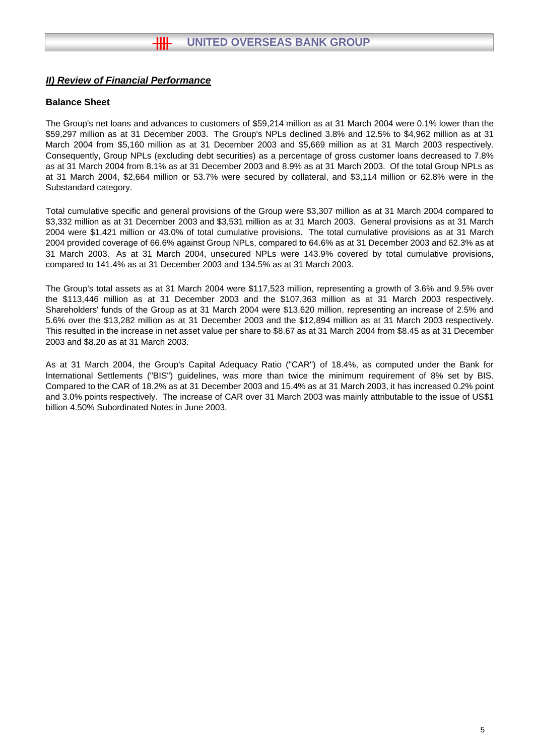## *II) Review of Financial Performance*

### Balance Sheet

The Group's net loans and advances to customers of $59,214 million as at 31 March 2004 were 0.1% lower than the $59,297 million as at 31 December 2003. The Group's NPLs declined 3.8% and 12.5% to $4,962 million as at 31 March 2004 from $5,160 million as at 31 December 2003 and $5,669 million as at 31 March 2003 respectively. Consequently, Group NPLs (excluding debt securities) as a percentage of gross customer loans decreased to 7.8% as at 31 March 2004 from 8.1% as at 31 December 2003 and 8.9% as at 31 March 2003. Of the total Group NPLs as at 31 March 2004, $2,664 million or 53.7% were secured by collateral, and $3,114 million or 62.8% were in the Substandard category.

Total cumulative specific and general provisions of the Group were $3,307 million as at 31 March 2004 compared to $3,332 million as at 31 December 2003 and $3,531 million as at 31 March 2003. General provisions as at 31 March 2004 were $1,421 million or 43.0% of total cumulative provisions. The total cumulative provisions as at 31 March 2004 provided coverage of 66.6% against Group NPLs, compared to 64.6% as at 31 December 2003 and 62.3% as at 31 March 2003. As at 31 March 2004, unsecured NPLs were 143.9% covered by total cumulative provisions, compared to 141.4% as at 31 December 2003 and 134.5% as at 31 March 2003.

The Group's total assets as at 31 March 2004 were $117,523 million, representing a growth of 3.6% and 9.5% over the $113,446 million as at 31 December 2003 and the $107,363 million as at 31 March 2003 respectively. Shareholders' funds of the Group as at 31 March 2004 were $13,620 million, representing an increase of 2.5% and 5.6% over the $13,282 million as at 31 December 2003 and the $12,894 million as at 31 March 2003 respectively. This resulted in the increase in net asset value per share to $8.67 as at 31 March 2004 from $8.45 as at 31 December 2003 and $8.20 as at 31 March 2003.

As at 31 March 2004, the Group's Capital Adequacy Ratio ("CAR") of 18.4%, as computed under the Bank for International Settlements ("BIS") guidelines, was more than twice the minimum requirement of 8% set by BIS. Compared to the CAR of 18.2% as at 31 December 2003 and 15.4% as at 31 March 2003, it has increased 0.2% point and 3.0% points respectively. The increase of CAR over 31 March 2003 was mainly attributable to the issue of US$1 billion 4.50% Subordinated Notes in June 2003.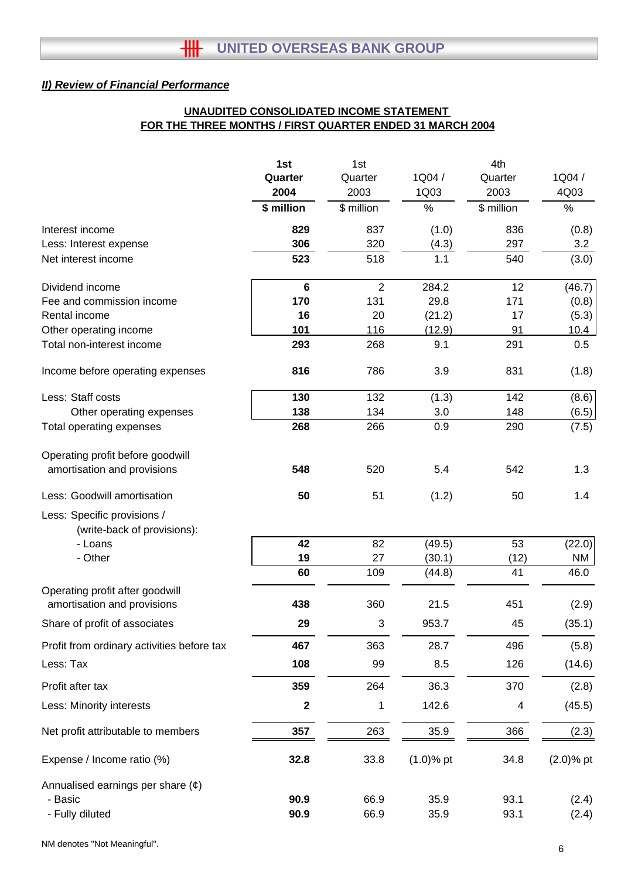## II) Review of Financial Performance

**UNAUDITED CONSOLIDATED INCOME STATEMENT**
**FOR THE THREE MONTHS / FIRST QUARTER ENDED 31 MARCH 2004**

| | **1st Quarter 2004** | 1st Quarter 2003 | 1Q04 / 1Q03 | 4th Quarter 2003 | 1Q04 / 4Q03 |
|---|---|---|---|---|---|
| | **$ million** | $ million | % | $ million | % |
| Interest income | **829** | 837 | (1.0) | 836 | (0.8) |
| Less: Interest expense | **306** | 320 | (4.3) | 297 | 3.2 |
| Net interest income | **523** | 518 | 1.1 | 540 | (3.0) |
| Dividend income | **6** | 2 | 284.2 | 12 | (46.7) |
| Fee and commission income | **170** | 131 | 29.8 | 171 | (0.8) |
| Rental income | **16** | 20 | (21.2) | 17 | (5.3) |
| Other operating income | **101** | 116 | (12.9) | 91 | 10.4 |
| Total non-interest income | **293** | 268 | 9.1 | 291 | 0.5 |
| Income before operating expenses | **816** | 786 | 3.9 | 831 | (1.8) |
| Less: Staff costs | **130** | 132 | (1.3) | 142 | (8.6) |
| Other operating expenses | **138** | 134 | 3.0 | 148 | (6.5) |
| Total operating expenses | **268** | 266 | 0.9 | 290 | (7.5) |
| Operating profit before goodwill amortisation and provisions | **548** | 520 | 5.4 | 542 | 1.3 |
| Less: Goodwill amortisation | **50** | 51 | (1.2) | 50 | 1.4 |
| Less: Specific provisions / (write-back of provisions): | | | | | |
| - Loans | **42** | 82 | (49.5) | 53 | (22.0) |
| - Other | **19** | 27 | (30.1) | (12) | NM |
| | **60** | 109 | (44.8) | 41 | 46.0 |
| Operating profit after goodwill amortisation and provisions | **438** | 360 | 21.5 | 451 | (2.9) |
| Share of profit of associates | **29** | 3 | 953.7 | 45 | (35.1) |
| Profit from ordinary activities before tax | **467** | 363 | 28.7 | 496 | (5.8) |
| Less: Tax | **108** | 99 | 8.5 | 126 | (14.6) |
| Profit after tax | **359** | 264 | 36.3 | 370 | (2.8) |
| Less: Minority interests | **2** | 1 | 142.6 | 4 | (45.5) |
| Net profit attributable to members | **357** | 263 | 35.9 | 366 | (2.3) |
| Expense / Income ratio (%) | **32.8** | 33.8 | (1.0)% pt | 34.8 | (2.0)% pt |
| Annualised earnings per share (¢) | | | | | |
| - Basic | **90.9** | 66.9 | 35.9 | 93.1 | (2.4) |
| - Fully diluted | **90.9** | 66.9 | 35.9 | 93.1 | (2.4) |

NM denotes "Not Meaningful".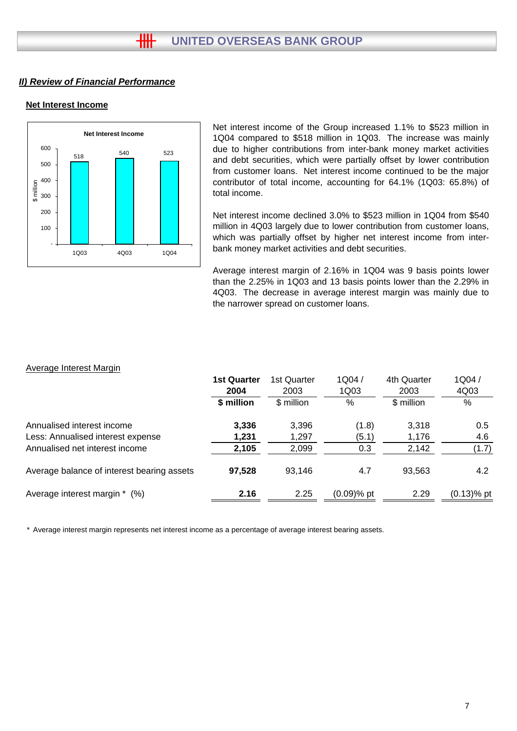## *II) Review of Financial Performance*

### Net Interest Income

Net interest income of the Group increased 1.1% to $523 million in 1Q04 compared to $518 million in 1Q03. The increase was mainly due to higher contributions from inter-bank money market activities and debt securities, which were partially offset by lower contribution from customer loans. Net interest income continued to be the major contributor of total income, accounting for 64.1% (1Q03: 65.8%) of total income.

Net interest income declined 3.0% to $523 million in 1Q04 from $540 million in 4Q03 largely due to lower contribution from customer loans, which was partially offset by higher net interest income from inter-bank money market activities and debt securities.

Average interest margin of 2.16% in 1Q04 was 9 basis points lower than the 2.25% in 1Q03 and 13 basis points lower than the 2.29% in 4Q03. The decrease in average interest margin was mainly due to the narrower spread on customer loans.

Average Interest Margin

| | **1st Quarter 2004** | 1st Quarter 2003 | 1Q04 / 1Q03 | 4th Quarter 2003 | 1Q04 / 4Q03 |
|---|---|---|---|---|---|
| | **$ million** | $ million | % | $ million | % |
| Annualised interest income | **3,336** | 3,396 | (1.8) | 3,318 | 0.5 |
| Less: Annualised interest expense | **1,231** | 1,297 | (5.1) | 1,176 | 4.6 |
| Annualised net interest income | **2,105** | 2,099 | 0.3 | 2,142 | (1.7) |
| Average balance of interest bearing assets | **97,528** | 93,146 | 4.7 | 93,563 | 4.2 |
| Average interest margin * (%) | **2.16** | 2.25 | (0.09)% pt | 2.29 | (0.13)% pt |

\* Average interest margin represents net interest income as a percentage of average interest bearing assets.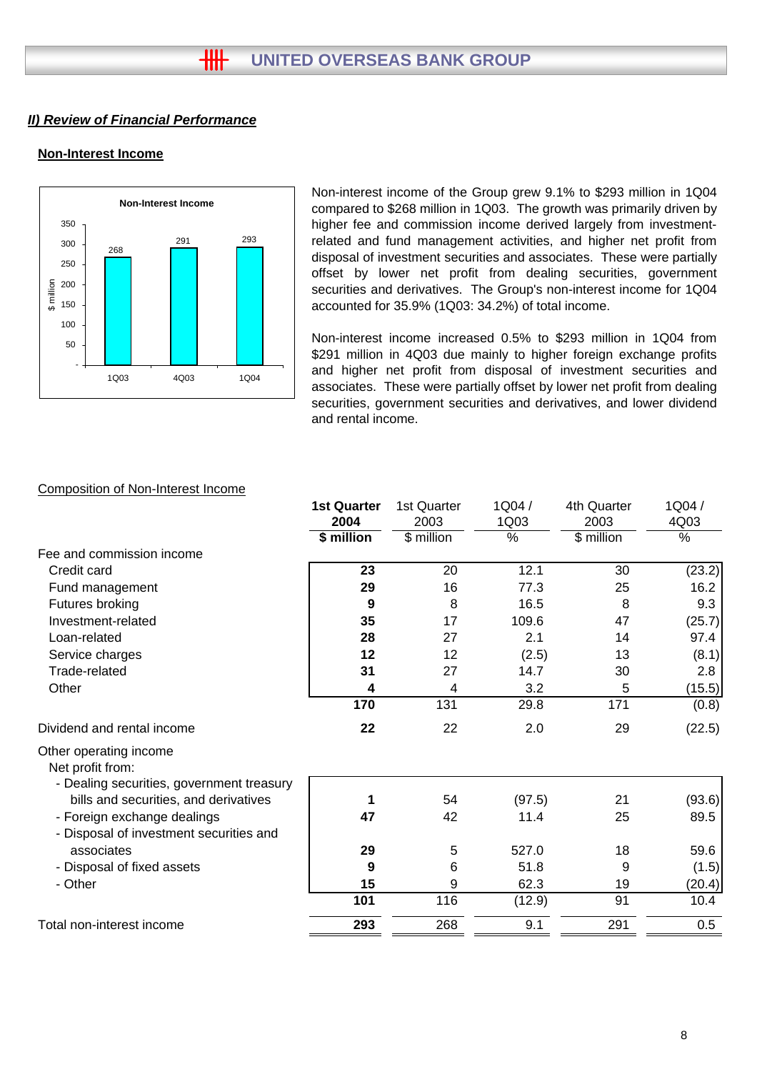## II) Review of Financial Performance

### Non-Interest Income

**Non-Interest Income**

| | 1Q03 | 4Q03 | 1Q04 |
|---|---|---|---|
| $ million | 268 | 291 | 293 |

Non-interest income of the Group grew 9.1% to $293 million in 1Q04 compared to $268 million in 1Q03. The growth was primarily driven by higher fee and commission income derived largely from investment-related and fund management activities, and higher net profit from disposal of investment securities and associates. These were partially offset by lower net profit from dealing securities, government securities and derivatives. The Group's non-interest income for 1Q04 accounted for 35.9% (1Q03: 34.2%) of total income.

Non-interest income increased 0.5% to $293 million in 1Q04 from $291 million in 4Q03 due mainly to higher foreign exchange profits and higher net profit from disposal of investment securities and associates. These were partially offset by lower net profit from dealing securities, government securities and derivatives, and lower dividend and rental income.

Composition of Non-Interest Income

| | **1st Quarter 2004** | 1st Quarter 2003 | 1Q04 / 1Q03 | 4th Quarter 2003 | 1Q04 / 4Q03 |
|---|---|---|---|---|---|
| | **$ million** | $ million | % | $ million | % |
| Fee and commission income | | | | | |
| Credit card | **23** | 20 | 12.1 | 30 | (23.2) |
| Fund management | **29** | 16 | 77.3 | 25 | 16.2 |
| Futures broking | **9** | 8 | 16.5 | 8 | 9.3 |
| Investment-related | **35** | 17 | 109.6 | 47 | (25.7) |
| Loan-related | **28** | 27 | 2.1 | 14 | 97.4 |
| Service charges | **12** | 12 | (2.5) | 13 | (8.1) |
| Trade-related | **31** | 27 | 14.7 | 30 | 2.8 |
| Other | **4** | 4 | 3.2 | 5 | (15.5) |
| | **170** | 131 | 29.8 | 171 | (0.8) |
| Dividend and rental income | **22** | 22 | 2.0 | 29 | (22.5) |
| Other operating income | | | | | |
| Net profit from: | | | | | |
| - Dealing securities, government treasury bills and securities, and derivatives | **1** | 54 | (97.5) | 21 | (93.6) |
| - Foreign exchange dealings | **47** | 42 | 11.4 | 25 | 89.5 |
| - Disposal of investment securities and associates | **29** | 5 | 527.0 | 18 | 59.6 |
| - Disposal of fixed assets | **9** | 6 | 51.8 | 9 | (1.5) |
| - Other | **15** | 9 | 62.3 | 19 | (20.4) |
| | **101** | 116 | (12.9) | 91 | 10.4 |
| Total non-interest income | **293** | 268 | 9.1 | 291 | 0.5 |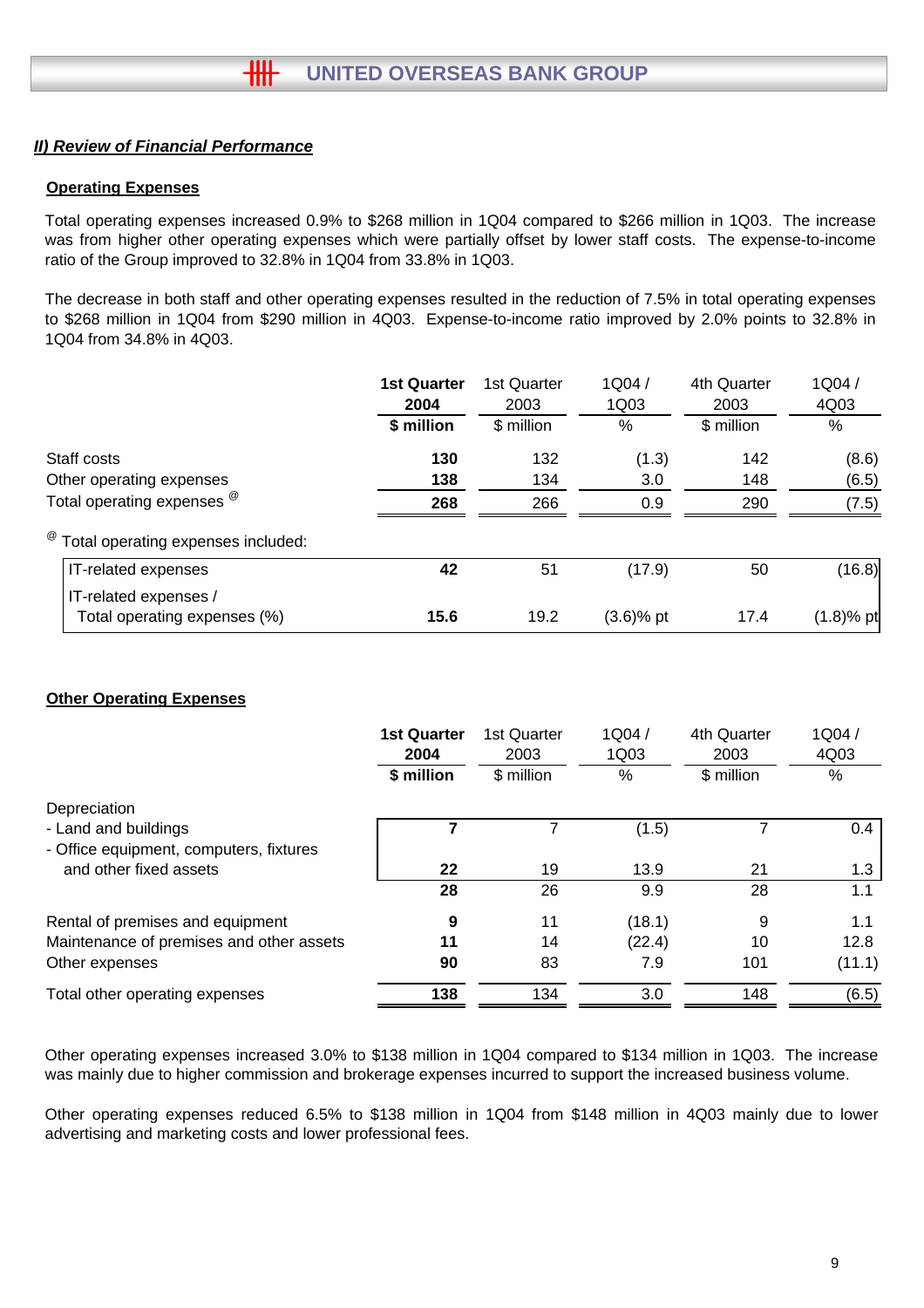## II) Review of Financial Performance

### Operating Expenses

Total operating expenses increased 0.9% to $268 million in 1Q04 compared to $266 million in 1Q03. The increase was from higher other operating expenses which were partially offset by lower staff costs. The expense-to-income ratio of the Group improved to 32.8% in 1Q04 from 33.8% in 1Q03.

The decrease in both staff and other operating expenses resulted in the reduction of 7.5% in total operating expenses to $268 million in 1Q04 from $290 million in 4Q03. Expense-to-income ratio improved by 2.0% points to 32.8% in 1Q04 from 34.8% in 4Q03.

| | **1st Quarter 2004** | 1st Quarter 2003 | 1Q04 / 1Q03 | 4th Quarter 2003 | 1Q04 / 4Q03 |
|---|---|---|---|---|---|
| | **$ million** | $ million | % | $ million | % |
| Staff costs | **130** | 132 | (1.3) | 142 | (8.6) |
| Other operating expenses | **138** | 134 | 3.0 | 148 | (6.5) |
| Total operating expenses @ | **268** | 266 | 0.9 | 290 | (7.5) |
| @ Total operating expenses included: | | | | | |
| IT-related expenses | **42** | 51 | (17.9) | 50 | (16.8) |
| IT-related expenses / Total operating expenses (%) | **15.6** | 19.2 | (3.6)% pt | 17.4 | (1.8)% pt |

### Other Operating Expenses

| | **1st Quarter 2004** | 1st Quarter 2003 | 1Q04 / 1Q03 | 4th Quarter 2003 | 1Q04 / 4Q03 |
|---|---|---|---|---|---|
| | **$ million** | $ million | % | $ million | % |
| Depreciation | | | | | |
| - Land and buildings | **7** | 7 | (1.5) | 7 | 0.4 |
| - Office equipment, computers, fixtures and other fixed assets | **22** | 19 | 13.9 | 21 | 1.3 |
| | **28** | 26 | 9.9 | 28 | 1.1 |
| Rental of premises and equipment | **9** | 11 | (18.1) | 9 | 1.1 |
| Maintenance of premises and other assets | **11** | 14 | (22.4) | 10 | 12.8 |
| Other expenses | **90** | 83 | 7.9 | 101 | (11.1) |
| Total other operating expenses | **138** | 134 | 3.0 | 148 | (6.5) |

Other operating expenses increased 3.0% to $138 million in 1Q04 compared to $134 million in 1Q03. The increase was mainly due to higher commission and brokerage expenses incurred to support the increased business volume.

Other operating expenses reduced 6.5% to $138 million in 1Q04 from $148 million in 4Q03 mainly due to lower advertising and marketing costs and lower professional fees.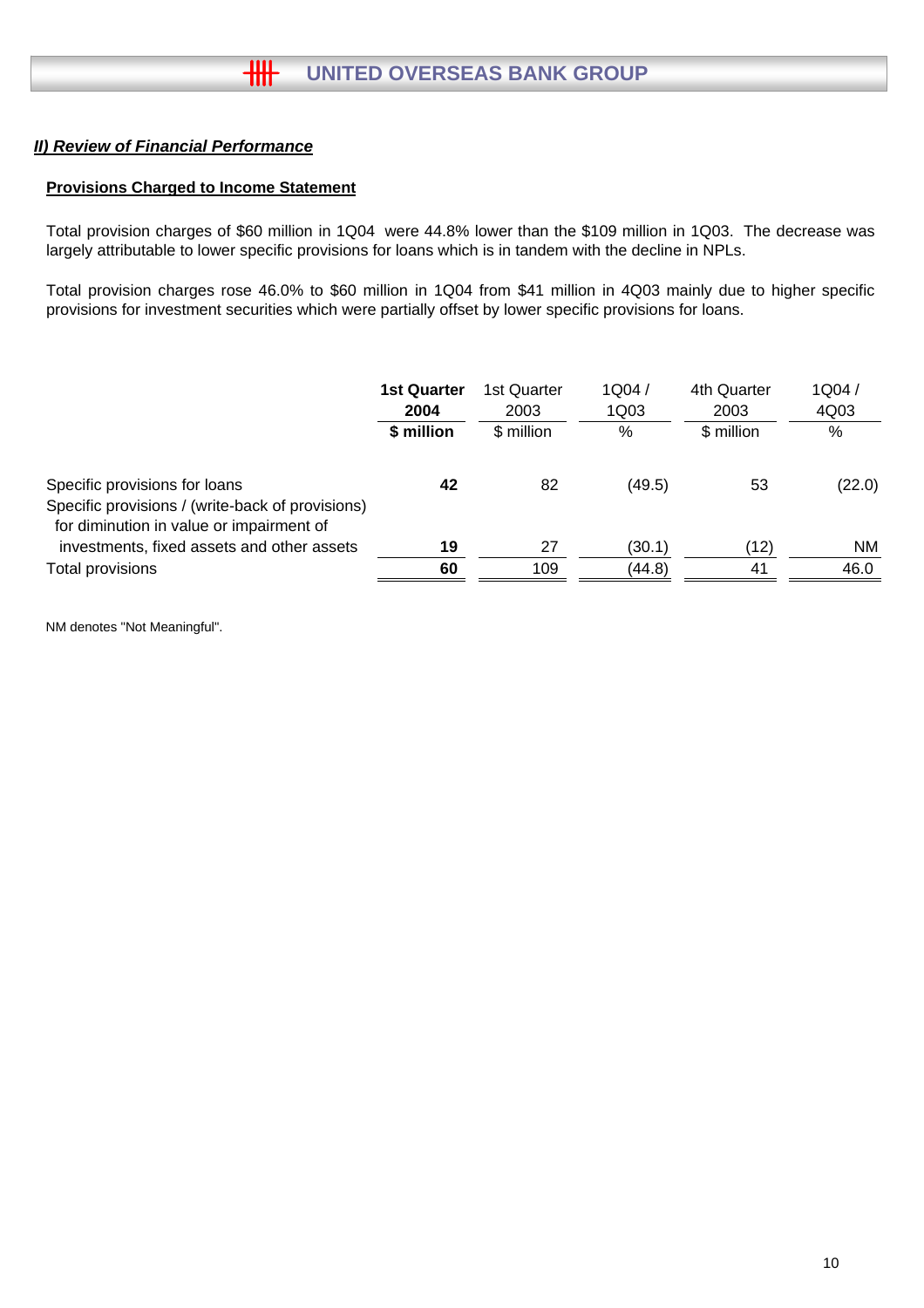## ***II) Review of Financial Performance***

### **Provisions Charged to Income Statement**

Total provision charges of $60 million in 1Q04 were 44.8% lower than the $109 million in 1Q03. The decrease was largely attributable to lower specific provisions for loans which is in tandem with the decline in NPLs.

Total provision charges rose 46.0% to $60 million in 1Q04 from $41 million in 4Q03 mainly due to higher specific provisions for investment securities which were partially offset by lower specific provisions for loans.

| | **1st Quarter 2004** | 1st Quarter 2003 | 1Q04 / 1Q03 | 4th Quarter 2003 | 1Q04 / 4Q03 |
|---|---|---|---|---|---|
| | **$ million** | $ million | % | $ million | % |
| Specific provisions for loans | **42** | 82 | (49.5) | 53 | (22.0) |
| Specific provisions / (write-back of provisions) for diminution in value or impairment of investments, fixed assets and other assets | **19** | 27 | (30.1) | (12) | NM |
| Total provisions | **60** | 109 | (44.8) | 41 | 46.0 |

NM denotes "Not Meaningful".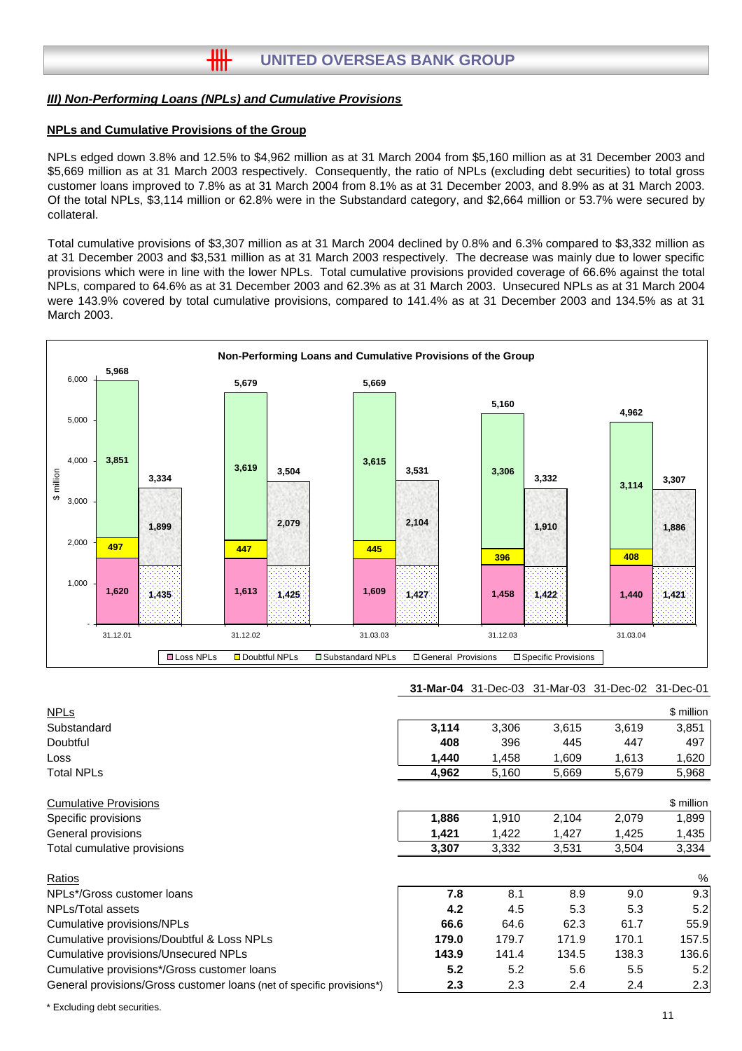### *III) Non-Performing Loans (NPLs) and Cumulative Provisions*

#### NPLs and Cumulative Provisions of the Group

NPLs edged down 3.8% and 12.5% to $4,962 million as at 31 March 2004 from $5,160 million as at 31 December 2003 and $5,669 million as at 31 March 2003 respectively. Consequently, the ratio of NPLs (excluding debt securities) to total gross customer loans improved to 7.8% as at 31 March 2004 from 8.1% as at 31 December 2003, and 8.9% as at 31 March 2003. Of the total NPLs, $3,114 million or 62.8% were in the Substandard category, and $2,664 million or 53.7% were secured by collateral.

Total cumulative provisions of $3,307 million as at 31 March 2004 declined by 0.8% and 6.3% compared to $3,332 million as at 31 December 2003 and $3,531 million as at 31 March 2003 respectively. The decrease was mainly due to lower specific provisions which were in line with the lower NPLs. Total cumulative provisions provided coverage of 66.6% against the total NPLs, compared to 64.6% as at 31 December 2003 and 62.3% as at 31 March 2003. Unsecured NPLs as at 31 March 2004 were 143.9% covered by total cumulative provisions, compared to 141.4% as at 31 December 2003 and 134.5% as at 31 March 2003.

**Non-Performing Loans and Cumulative Provisions of the Group**

| $ million | 31.12.01 | 31.12.02 | 31.03.03 | 31.12.03 | 31.03.04 |
|---|---|---|---|---|---|
| Loss NPLs | 1,620 | 1,613 | 1,609 | 1,458 | 1,440 |
| Doubtful NPLs | 497 | 447 | 445 | 396 | 408 |
| Substandard NPLs | 3,851 | 3,619 | 3,615 | 3,306 | 3,114 |
| Total NPLs | 5,968 | 5,679 | 5,669 | 5,160 | 4,962 |
| General Provisions | 1,435 | 1,425 | 1,427 | 1,422 | 1,421 |
| Specific Provisions | 1,899 | 2,079 | 2,104 | 1,910 | 1,886 |
| Total Provisions | 3,334 | 3,504 | 3,531 | 3,332 | 3,307 |

| | **31-Mar-04** | 31-Dec-03 | 31-Mar-03 | 31-Dec-02 | 31-Dec-01 |
|---|---|---|---|---|---|
| NPLs | | | | | $ million |
| Substandard | **3,114** | 3,306 | 3,615 | 3,619 | 3,851 |
| Doubtful | **408** | 396 | 445 | 447 | 497 |
| Loss | **1,440** | 1,458 | 1,609 | 1,613 | 1,620 |
| Total NPLs | **4,962** | 5,160 | 5,669 | 5,679 | 5,968 |
| | | | | | |
| Cumulative Provisions | | | | | $ million |
| Specific provisions | **1,886** | 1,910 | 2,104 | 2,079 | 1,899 |
| General provisions | **1,421** | 1,422 | 1,427 | 1,425 | 1,435 |
| Total cumulative provisions | **3,307** | 3,332 | 3,531 | 3,504 | 3,334 |
| | | | | | |
| Ratios | | | | | % |
| NPLs*/Gross customer loans | **7.8** | 8.1 | 8.9 | 9.0 | 9.3 |
| NPLs/Total assets | **4.2** | 4.5 | 5.3 | 5.3 | 5.2 |
| Cumulative provisions/NPLs | **66.6** | 64.6 | 62.3 | 61.7 | 55.9 |
| Cumulative provisions/Doubtful & Loss NPLs | **179.0** | 179.7 | 171.9 | 170.1 | 157.5 |
| Cumulative provisions/Unsecured NPLs | **143.9** | 141.4 | 134.5 | 138.3 | 136.6 |
| Cumulative provisions*/Gross customer loans | **5.2** | 5.2 | 5.6 | 5.5 | 5.2 |
| General provisions/Gross customer loans (net of specific provisions*) | **2.3** | 2.3 | 2.4 | 2.4 | 2.3 |

\* Excluding debt securities.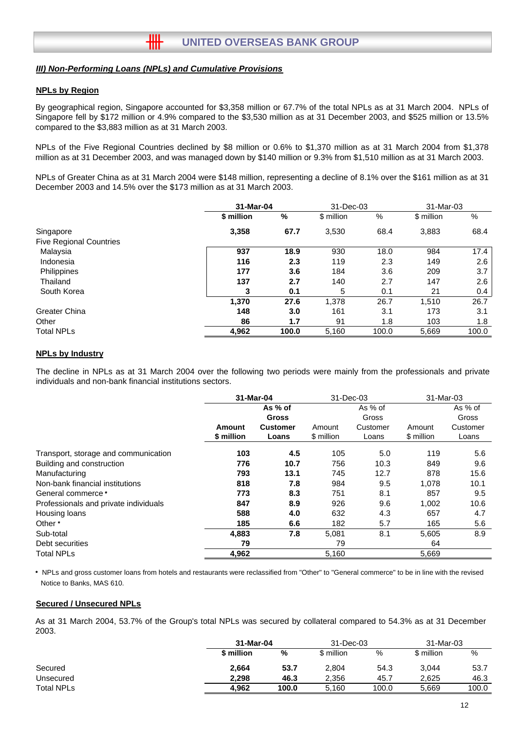## *III) Non-Performing Loans (NPLs) and Cumulative Provisions*

### NPLs by Region

By geographical region, Singapore accounted for $3,358 million or 67.7% of the total NPLs as at 31 March 2004. NPLs of Singapore fell by $172 million or 4.9% compared to the $3,530 million as at 31 December 2003, and $525 million or 13.5% compared to the $3,883 million as at 31 March 2003.

NPLs of the Five Regional Countries declined by $8 million or 0.6% to $1,370 million as at 31 March 2004 from $1,378 million as at 31 December 2003, and was managed down by $140 million or 9.3% from $1,510 million as at 31 March 2003.

NPLs of Greater China as at 31 March 2004 were $148 million, representing a decline of 8.1% over the $161 million as at 31 December 2003 and 14.5% over the $173 million as at 31 March 2003.

| | **31-Mar-04** | | 31-Dec-03 | | 31-Mar-03 | |
|---|---|---|---|---|---|---|
| | **$ million** | **%** | $ million | % | $ million | % |
| Singapore | **3,358** | **67.7** | 3,530 | 68.4 | 3,883 | 68.4 |
| Five Regional Countries | | | | | | |
| Malaysia | **937** | **18.9** | 930 | 18.0 | 984 | 17.4 |
| Indonesia | **116** | **2.3** | 119 | 2.3 | 149 | 2.6 |
| Philippines | **177** | **3.6** | 184 | 3.6 | 209 | 3.7 |
| Thailand | **137** | **2.7** | 140 | 2.7 | 147 | 2.6 |
| South Korea | **3** | **0.1** | 5 | 0.1 | 21 | 0.4 |
| | **1,370** | **27.6** | 1,378 | 26.7 | 1,510 | 26.7 |
| Greater China | **148** | **3.0** | 161 | 3.1 | 173 | 3.1 |
| Other | **86** | **1.7** | 91 | 1.8 | 103 | 1.8 |
| Total NPLs | **4,962** | **100.0** | 5,160 | 100.0 | 5,669 | 100.0 |

### NPLs by Industry

The decline in NPLs as at 31 March 2004 over the following two periods were mainly from the professionals and private individuals and non-bank financial institutions sectors.

| | **31-Mar-04** | | 31-Dec-03 | | 31-Mar-03 | |
|---|---|---|---|---|---|---|
| | **Amount $ million** | **As % of Gross Customer Loans** | Amount $ million | As % of Gross Customer Loans | Amount $ million | As % of Gross Customer Loans |
| Transport, storage and communication | **103** | **4.5** | 105 | 5.0 | 119 | 5.6 |
| Building and construction | **776** | **10.7** | 756 | 10.3 | 849 | 9.6 |
| Manufacturing | **793** | **13.1** | 745 | 12.7 | 878 | 15.6 |
| Non-bank financial institutions | **818** | **7.8** | 984 | 9.5 | 1,078 | 10.1 |
| General commerce * | **773** | **8.3** | 751 | 8.1 | 857 | 9.5 |
| Professionals and private individuals | **847** | **8.9** | 926 | 9.6 | 1,002 | 10.6 |
| Housing loans | **588** | **4.0** | 632 | 4.3 | 657 | 4.7 |
| Other * | **185** | **6.6** | 182 | 5.7 | 165 | 5.6 |
| Sub-total | **4,883** | **7.8** | 5,081 | 8.1 | 5,605 | 8.9 |
| Debt securities | **79** | | 79 | | 64 | |
| Total NPLs | **4,962** | | 5,160 | | 5,669 | |

* NPLs and gross customer loans from hotels and restaurants were reclassified from "Other" to "General commerce" to be in line with the revised Notice to Banks, MAS 610.

### Secured / Unsecured NPLs

As at 31 March 2004, 53.7% of the Group's total NPLs was secured by collateral compared to 54.3% as at 31 December 2003.

| | **31-Mar-04** | | 31-Dec-03 | | 31-Mar-03 | |
|---|---|---|---|---|---|---|
| | **$ million** | **%** | $ million | % | $ million | % |
| Secured | **2,664** | **53.7** | 2,804 | 54.3 | 3,044 | 53.7 |
| Unsecured | **2,298** | **46.3** | 2,356 | 45.7 | 2,625 | 46.3 |
| Total NPLs | **4,962** | **100.0** | 5,160 | 100.0 | 5,669 | 100.0 |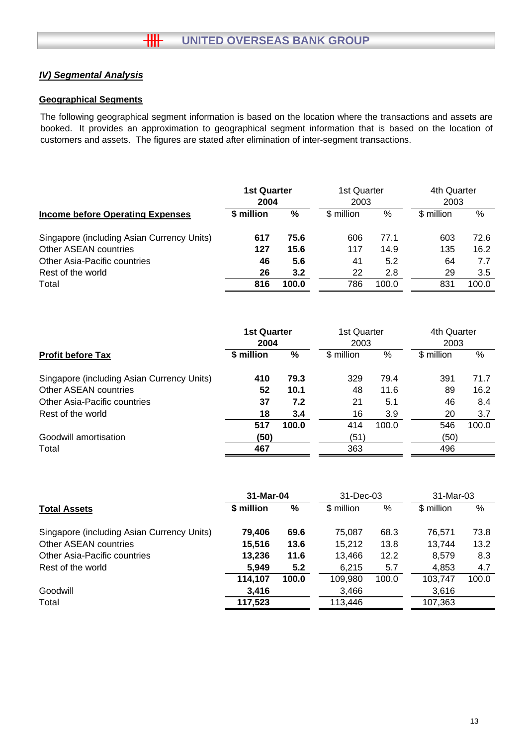## IV) Segmental Analysis

### Geographical Segments

The following geographical segment information is based on the location where the transactions and assets are booked. It provides an approximation to geographical segment information that is based on the location of customers and assets. The figures are stated after elimination of inter-segment transactions.

| | **1st Quarter 2004** | | 1st Quarter 2003 | | 4th Quarter 2003 | |
|---|---|---|---|---|---|---|
| **Income before Operating Expenses** | **$ million** | **%** | $ million | % | $ million | % |
| Singapore (including Asian Currency Units) | **617** | **75.6** | 606 | 77.1 | 603 | 72.6 |
| Other ASEAN countries | **127** | **15.6** | 117 | 14.9 | 135 | 16.2 |
| Other Asia-Pacific countries | **46** | **5.6** | 41 | 5.2 | 64 | 7.7 |
| Rest of the world | **26** | **3.2** | 22 | 2.8 | 29 | 3.5 |
| Total | **816** | **100.0** | 786 | 100.0 | 831 | 100.0 |

| | **1st Quarter 2004** | | 1st Quarter 2003 | | 4th Quarter 2003 | |
|---|---|---|---|---|---|---|
| **Profit before Tax** | **$ million** | **%** | $ million | % | $ million | % |
| Singapore (including Asian Currency Units) | **410** | **79.3** | 329 | 79.4 | 391 | 71.7 |
| Other ASEAN countries | **52** | **10.1** | 48 | 11.6 | 89 | 16.2 |
| Other Asia-Pacific countries | **37** | **7.2** | 21 | 5.1 | 46 | 8.4 |
| Rest of the world | **18** | **3.4** | 16 | 3.9 | 20 | 3.7 |
| | **517** | **100.0** | 414 | 100.0 | 546 | 100.0 |
| Goodwill amortisation | **(50)** | | (51) | | (50) | |
| Total | **467** | | 363 | | 496 | |

| | **31-Mar-04** | | 31-Dec-03 | | 31-Mar-03 | |
|---|---|---|---|---|---|---|
| **Total Assets** | **$ million** | **%** | $ million | % | $ million | % |
| Singapore (including Asian Currency Units) | **79,406** | **69.6** | 75,087 | 68.3 | 76,571 | 73.8 |
| Other ASEAN countries | **15,516** | **13.6** | 15,212 | 13.8 | 13,744 | 13.2 |
| Other Asia-Pacific countries | **13,236** | **11.6** | 13,466 | 12.2 | 8,579 | 8.3 |
| Rest of the world | **5,949** | **5.2** | 6,215 | 5.7 | 4,853 | 4.7 |
| | **114,107** | **100.0** | 109,980 | 100.0 | 103,747 | 100.0 |
| Goodwill | **3,416** | | 3,466 | | 3,616 | |
| Total | **117,523** | | 113,446 | | 107,363 | |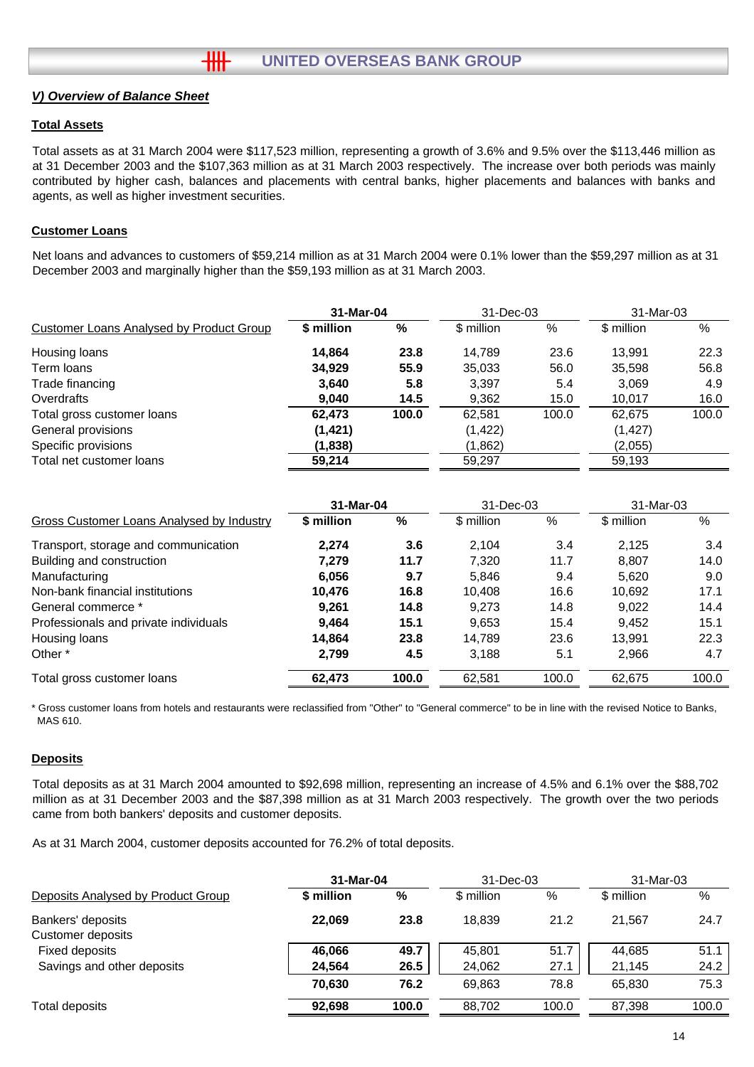## V) Overview of Balance Sheet

### Total Assets

Total assets as at 31 March 2004 were $117,523 million, representing a growth of 3.6% and 9.5% over the $113,446 million as at 31 December 2003 and the $107,363 million as at 31 March 2003 respectively. The increase over both periods was mainly contributed by higher cash, balances and placements with central banks, higher placements and balances with banks and agents, as well as higher investment securities.

### Customer Loans

Net loans and advances to customers of $59,214 million as at 31 March 2004 were 0.1% lower than the $59,297 million as at 31 December 2003 and marginally higher than the $59,193 million as at 31 March 2003.

| Customer Loans Analysed by Product Group | 31-Mar-04 | | 31-Dec-03 | | 31-Mar-03 | |
|---|---|---|---|---|---|---|
| | **$ million** | **%** | $ million | % | $ million | % |
| Housing loans | **14,864** | **23.8** | 14,789 | 23.6 | 13,991 | 22.3 |
| Term loans | **34,929** | **55.9** | 35,033 | 56.0 | 35,598 | 56.8 |
| Trade financing | **3,640** | **5.8** | 3,397 | 5.4 | 3,069 | 4.9 |
| Overdrafts | **9,040** | **14.5** | 9,362 | 15.0 | 10,017 | 16.0 |
| Total gross customer loans | **62,473** | **100.0** | 62,581 | 100.0 | 62,675 | 100.0 |
| General provisions | **(1,421)** | | (1,422) | | (1,427) | |
| Specific provisions | **(1,838)** | | (1,862) | | (2,055) | |
| Total net customer loans | **59,214** | | 59,297 | | 59,193 | |

| Gross Customer Loans Analysed by Industry | 31-Mar-04 | | 31-Dec-03 | | 31-Mar-03 | |
|---|---|---|---|---|---|---|
| | **$ million** | **%** | $ million | % | $ million | % |
| Transport, storage and communication | **2,274** | **3.6** | 2,104 | 3.4 | 2,125 | 3.4 |
| Building and construction | **7,279** | **11.7** | 7,320 | 11.7 | 8,807 | 14.0 |
| Manufacturing | **6,056** | **9.7** | 5,846 | 9.4 | 5,620 | 9.0 |
| Non-bank financial institutions | **10,476** | **16.8** | 10,408 | 16.6 | 10,692 | 17.1 |
| General commerce * | **9,261** | **14.8** | 9,273 | 14.8 | 9,022 | 14.4 |
| Professionals and private individuals | **9,464** | **15.1** | 9,653 | 15.4 | 9,452 | 15.1 |
| Housing loans | **14,864** | **23.8** | 14,789 | 23.6 | 13,991 | 22.3 |
| Other * | **2,799** | **4.5** | 3,188 | 5.1 | 2,966 | 4.7 |
| Total gross customer loans | **62,473** | **100.0** | 62,581 | 100.0 | 62,675 | 100.0 |

\* Gross customer loans from hotels and restaurants were reclassified from "Other" to "General commerce" to be in line with the revised Notice to Banks, MAS 610.

### Deposits

Total deposits as at 31 March 2004 amounted to $92,698 million, representing an increase of 4.5% and 6.1% over the $88,702 million as at 31 December 2003 and the $87,398 million as at 31 March 2003 respectively. The growth over the two periods came from both bankers' deposits and customer deposits.

As at 31 March 2004, customer deposits accounted for 76.2% of total deposits.

| Deposits Analysed by Product Group | 31-Mar-04 | | 31-Dec-03 | | 31-Mar-03 | |
|---|---|---|---|---|---|---|
| | **$ million** | **%** | $ million | % | $ million | % |
| Bankers' deposits | **22,069** | **23.8** | 18,839 | 21.2 | 21,567 | 24.7 |
| Customer deposits | | | | | | |
| Fixed deposits | **46,066** | **49.7** | 45,801 | 51.7 | 44,685 | 51.1 |
| Savings and other deposits | **24,564** | **26.5** | 24,062 | 27.1 | 21,145 | 24.2 |
| | **70,630** | **76.2** | 69,863 | 78.8 | 65,830 | 75.3 |
| Total deposits | **92,698** | **100.0** | 88,702 | 100.0 | 87,398 | 100.0 |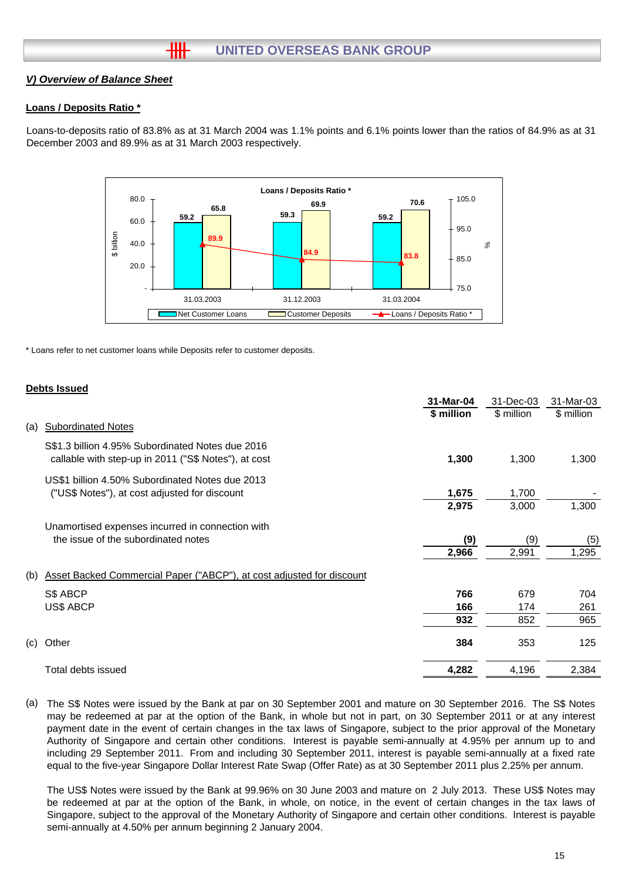## V) Overview of Balance Sheet

### Loans / Deposits Ratio *

Loans-to-deposits ratio of 83.8% as at 31 March 2004 was 1.1% points and 6.1% points lower than the ratios of 84.9% as at 31 December 2003 and 89.9% as at 31 March 2003 respectively.

**Loans / Deposits Ratio ***

| | 31.03.2003 | 31.12.2003 | 31.03.2004 |
|---|---|---|---|
| Net Customer Loans ($ billion) | 59.2 | 59.3 | 59.2 |
| Customer Deposits ($ billion) | 65.8 | 69.9 | 70.6 |
| Loans / Deposits Ratio * (%) | 89.9 | 84.9 | 83.8 |

\* Loans refer to net customer loans while Deposits refer to customer deposits.

### Debts Issued

| | | **31-Mar-04** | 31-Dec-03 | 31-Mar-03 |
|---|---|---|---|---|
| | | **$ million** | $ million | $ million |
| (a) | Subordinated Notes | | | |
| | S$1.3 billion 4.95% Subordinated Notes due 2016 callable with step-up in 2011 ("S$ Notes"), at cost | **1,300** | 1,300 | 1,300 |
| | US$1 billion 4.50% Subordinated Notes due 2013 ("US$ Notes"), at cost adjusted for discount | **1,675** | 1,700 | - |
| | | **2,975** | 3,000 | 1,300 |
| | Unamortised expenses incurred in connection with the issue of the subordinated notes | **(9)** | (9) | (5) |
| | | **2,966** | 2,991 | 1,295 |
| (b) | Asset Backed Commercial Paper ("ABCP"), at cost adjusted for discount | | | |
| | S$ ABCP | **766** | 679 | 704 |
| | US$ ABCP | **166** | 174 | 261 |
| | | **932** | 852 | 965 |
| (c) | Other | **384** | 353 | 125 |
| | Total debts issued | **4,282** | 4,196 | 2,384 |

(a) The S$ Notes were issued by the Bank at par on 30 September 2001 and mature on 30 September 2016. The S$ Notes may be redeemed at par at the option of the Bank, in whole but not in part, on 30 September 2011 or at any interest payment date in the event of certain changes in the tax laws of Singapore, subject to the prior approval of the Monetary Authority of Singapore and certain other conditions. Interest is payable semi-annually at 4.95% per annum up to and including 29 September 2011. From and including 30 September 2011, interest is payable semi-annually at a fixed rate equal to the five-year Singapore Dollar Interest Rate Swap (Offer Rate) as at 30 September 2011 plus 2.25% per annum.

The US$ Notes were issued by the Bank at 99.96% on 30 June 2003 and mature on 2 July 2013. These US$ Notes may be redeemed at par at the option of the Bank, in whole, on notice, in the event of certain changes in the tax laws of Singapore, subject to the approval of the Monetary Authority of Singapore and certain other conditions. Interest is payable semi-annually at 4.50% per annum beginning 2 January 2004.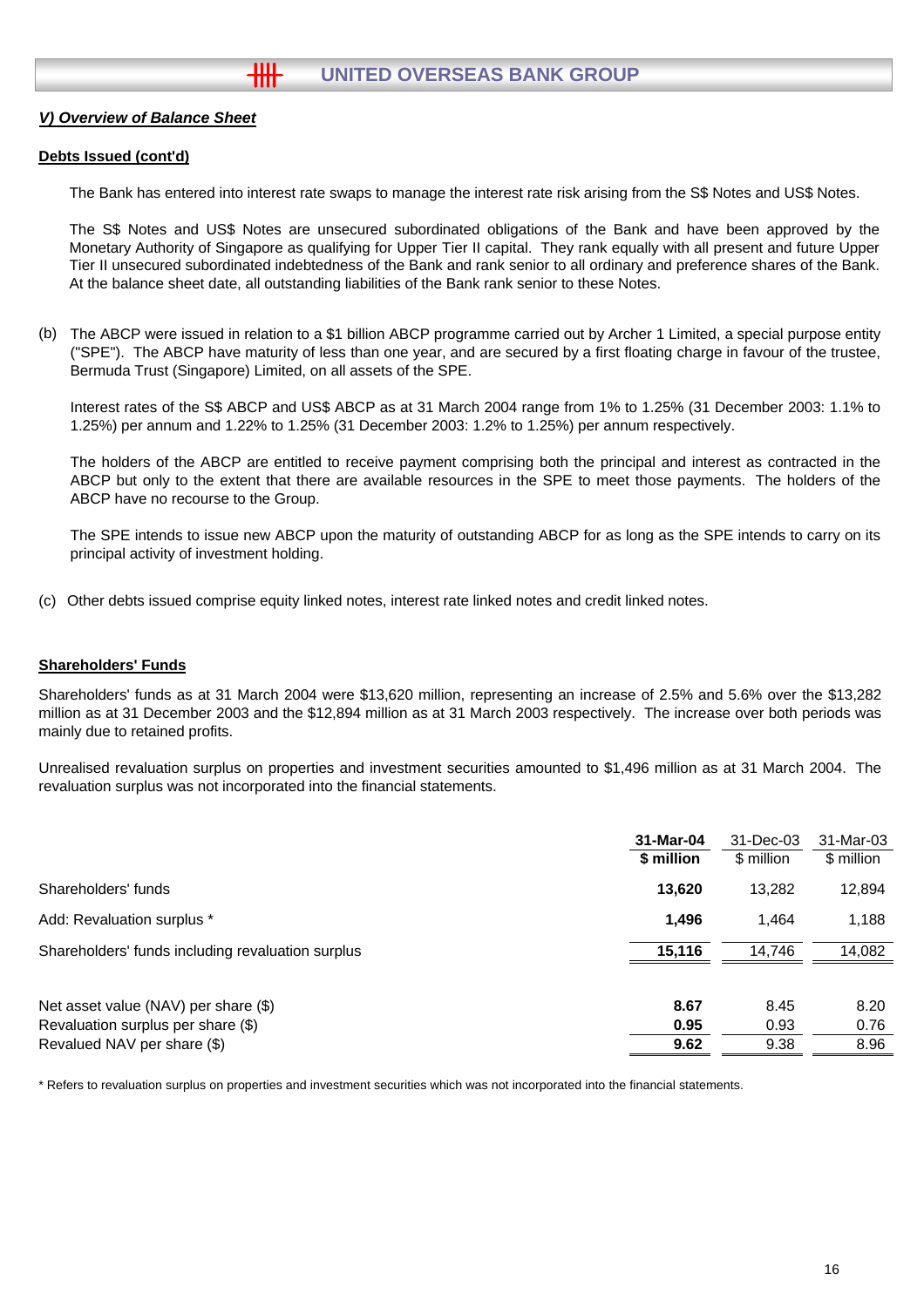## *V) Overview of Balance Sheet*

**Debts Issued (cont'd)**

The Bank has entered into interest rate swaps to manage the interest rate risk arising from the S$ Notes and US$ Notes.

The S$ Notes and US$ Notes are unsecured subordinated obligations of the Bank and have been approved by the Monetary Authority of Singapore as qualifying for Upper Tier II capital. They rank equally with all present and future Upper Tier II unsecured subordinated indebtedness of the Bank and rank senior to all ordinary and preference shares of the Bank. At the balance sheet date, all outstanding liabilities of the Bank rank senior to these Notes.

(b) The ABCP were issued in relation to a $1 billion ABCP programme carried out by Archer 1 Limited, a special purpose entity ("SPE"). The ABCP have maturity of less than one year, and are secured by a first floating charge in favour of the trustee, Bermuda Trust (Singapore) Limited, on all assets of the SPE.

Interest rates of the S$ ABCP and US$ ABCP as at 31 March 2004 range from 1% to 1.25% (31 December 2003: 1.1% to 1.25%) per annum and 1.22% to 1.25% (31 December 2003: 1.2% to 1.25%) per annum respectively.

The holders of the ABCP are entitled to receive payment comprising both the principal and interest as contracted in the ABCP but only to the extent that there are available resources in the SPE to meet those payments. The holders of the ABCP have no recourse to the Group.

The SPE intends to issue new ABCP upon the maturity of outstanding ABCP for as long as the SPE intends to carry on its principal activity of investment holding.

(c) Other debts issued comprise equity linked notes, interest rate linked notes and credit linked notes.

**Shareholders' Funds**

Shareholders' funds as at 31 March 2004 were $13,620 million, representing an increase of 2.5% and 5.6% over the $13,282 million as at 31 December 2003 and the $12,894 million as at 31 March 2003 respectively. The increase over both periods was mainly due to retained profits.

Unrealised revaluation surplus on properties and investment securities amounted to $1,496 million as at 31 March 2004. The revaluation surplus was not incorporated into the financial statements.

| | **31-Mar-04** | 31-Dec-03 | 31-Mar-03 |
|---|---|---|---|
| | **$ million** | $ million | $ million |
| Shareholders' funds | **13,620** | 13,282 | 12,894 |
| Add: Revaluation surplus * | **1,496** | 1,464 | 1,188 |
| Shareholders' funds including revaluation surplus | **15,116** | 14,746 | 14,082 |
| | | | |
| Net asset value (NAV) per share ($) | **8.67** | 8.45 | 8.20 |
| Revaluation surplus per share ($) | **0.95** | 0.93 | 0.76 |
| Revalued NAV per share ($) | **9.62** | 9.38 | 8.96 |

* Refers to revaluation surplus on properties and investment securities which was not incorporated into the financial statements.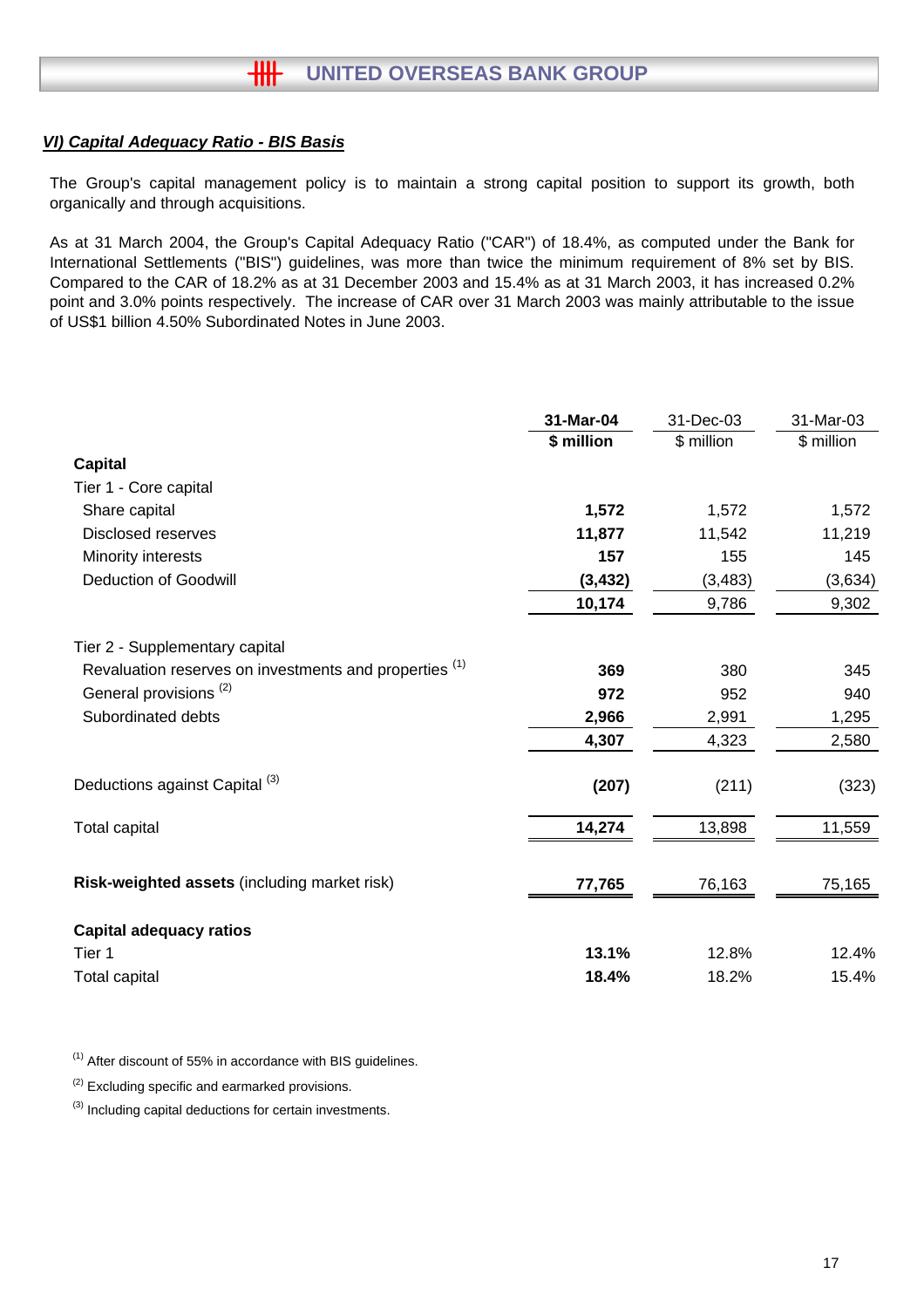### *VI) Capital Adequacy Ratio - BIS Basis*

The Group's capital management policy is to maintain a strong capital position to support its growth, both organically and through acquisitions.

As at 31 March 2004, the Group's Capital Adequacy Ratio ("CAR") of 18.4%, as computed under the Bank for International Settlements ("BIS") guidelines, was more than twice the minimum requirement of 8% set by BIS. Compared to the CAR of 18.2% as at 31 December 2003 and 15.4% as at 31 March 2003, it has increased 0.2% point and 3.0% points respectively. The increase of CAR over 31 March 2003 was mainly attributable to the issue of US$1 billion 4.50% Subordinated Notes in June 2003.

| | **31-Mar-04** | 31-Dec-03 | 31-Mar-03 |
|---|---|---|---|
| | **$ million** | $ million | $ million |
| **Capital** | | | |
| Tier 1 - Core capital | | | |
| Share capital | **1,572** | 1,572 | 1,572 |
| Disclosed reserves | **11,877** | 11,542 | 11,219 |
| Minority interests | **157** | 155 | 145 |
| Deduction of Goodwill | **(3,432)** | (3,483) | (3,634) |
| | **10,174** | 9,786 | 9,302 |
| Tier 2 - Supplementary capital | | | |
| Revaluation reserves on investments and properties [1] | **369** | 380 | 345 |
| General provisions [2] | **972** | 952 | 940 |
| Subordinated debts | **2,966** | 2,991 | 1,295 |
| | **4,307** | 4,323 | 2,580 |
| Deductions against Capital [3] | **(207)** | (211) | (323) |
| Total capital | **14,274** | 13,898 | 11,559 |
| **Risk-weighted assets** (including market risk) | **77,765** | 76,163 | 75,165 |
| **Capital adequacy ratios** | | | |
| Tier 1 | **13.1%** | 12.8% | 12.4% |
| Total capital | **18.4%** | 18.2% | 15.4% |

[1] After discount of 55% in accordance with BIS guidelines.

[2] Excluding specific and earmarked provisions.

[3] Including capital deductions for certain investments.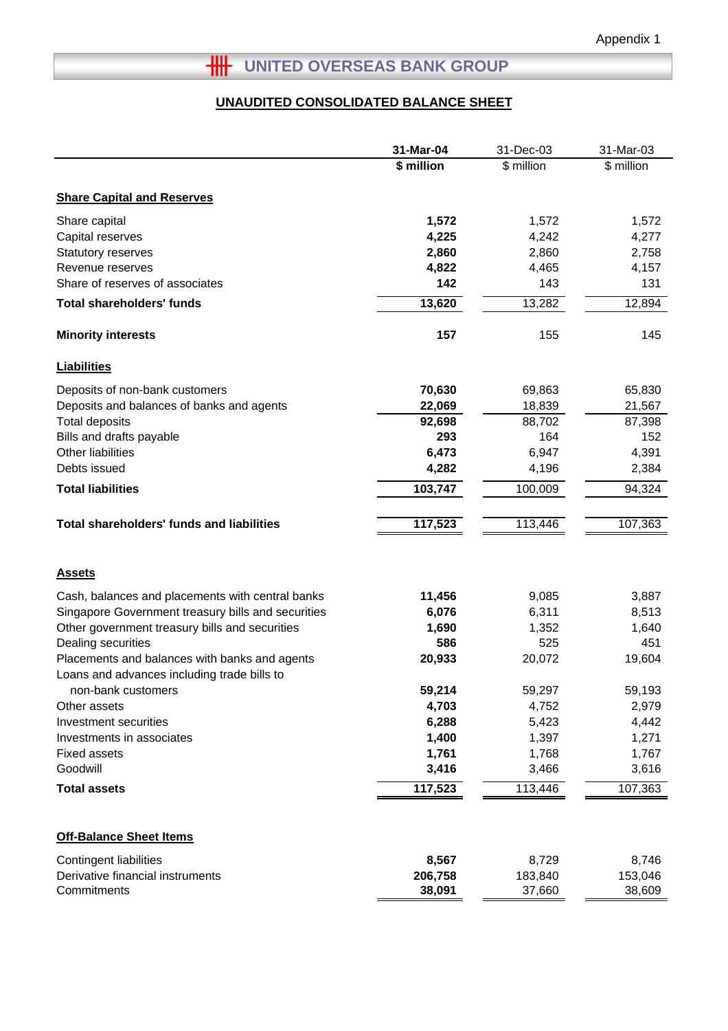Appendix 1

# UNITED OVERSEAS BANK GROUP

## UNAUDITED CONSOLIDATED BALANCE SHEET

| | 31-Mar-04 | 31-Dec-03 | 31-Mar-03 |
|---|---|---|---|
| | **$ million** | $ million | $ million |
| **Share Capital and Reserves** | | | |
| Share capital | **1,572** | 1,572 | 1,572 |
| Capital reserves | **4,225** | 4,242 | 4,277 |
| Statutory reserves | **2,860** | 2,860 | 2,758 |
| Revenue reserves | **4,822** | 4,465 | 4,157 |
| Share of reserves of associates | **142** | 143 | 131 |
| **Total shareholders' funds** | **13,620** | 13,282 | 12,894 |
| **Minority interests** | **157** | 155 | 145 |
| **Liabilities** | | | |
| Deposits of non-bank customers | **70,630** | 69,863 | 65,830 |
| Deposits and balances of banks and agents | **22,069** | 18,839 | 21,567 |
| Total deposits | **92,698** | 88,702 | 87,398 |
| Bills and drafts payable | **293** | 164 | 152 |
| Other liabilities | **6,473** | 6,947 | 4,391 |
| Debts issued | **4,282** | 4,196 | 2,384 |
| **Total liabilities** | **103,747** | 100,009 | 94,324 |
| **Total shareholders' funds and liabilities** | **117,523** | 113,446 | 107,363 |
| **Assets** | | | |
| Cash, balances and placements with central banks | **11,456** | 9,085 | 3,887 |
| Singapore Government treasury bills and securities | **6,076** | 6,311 | 8,513 |
| Other government treasury bills and securities | **1,690** | 1,352 | 1,640 |
| Dealing securities | **586** | 525 | 451 |
| Placements and balances with banks and agents | **20,933** | 20,072 | 19,604 |
| Loans and advances including trade bills to non-bank customers | **59,214** | 59,297 | 59,193 |
| Other assets | **4,703** | 4,752 | 2,979 |
| Investment securities | **6,288** | 5,423 | 4,442 |
| Investments in associates | **1,400** | 1,397 | 1,271 |
| Fixed assets | **1,761** | 1,768 | 1,767 |
| Goodwill | **3,416** | 3,466 | 3,616 |
| **Total assets** | **117,523** | 113,446 | 107,363 |
| **Off-Balance Sheet Items** | | | |
| Contingent liabilities | **8,567** | 8,729 | 8,746 |
| Derivative financial instruments | **206,758** | 183,840 | 153,046 |
| Commitments | **38,091** | 37,660 | 38,609 |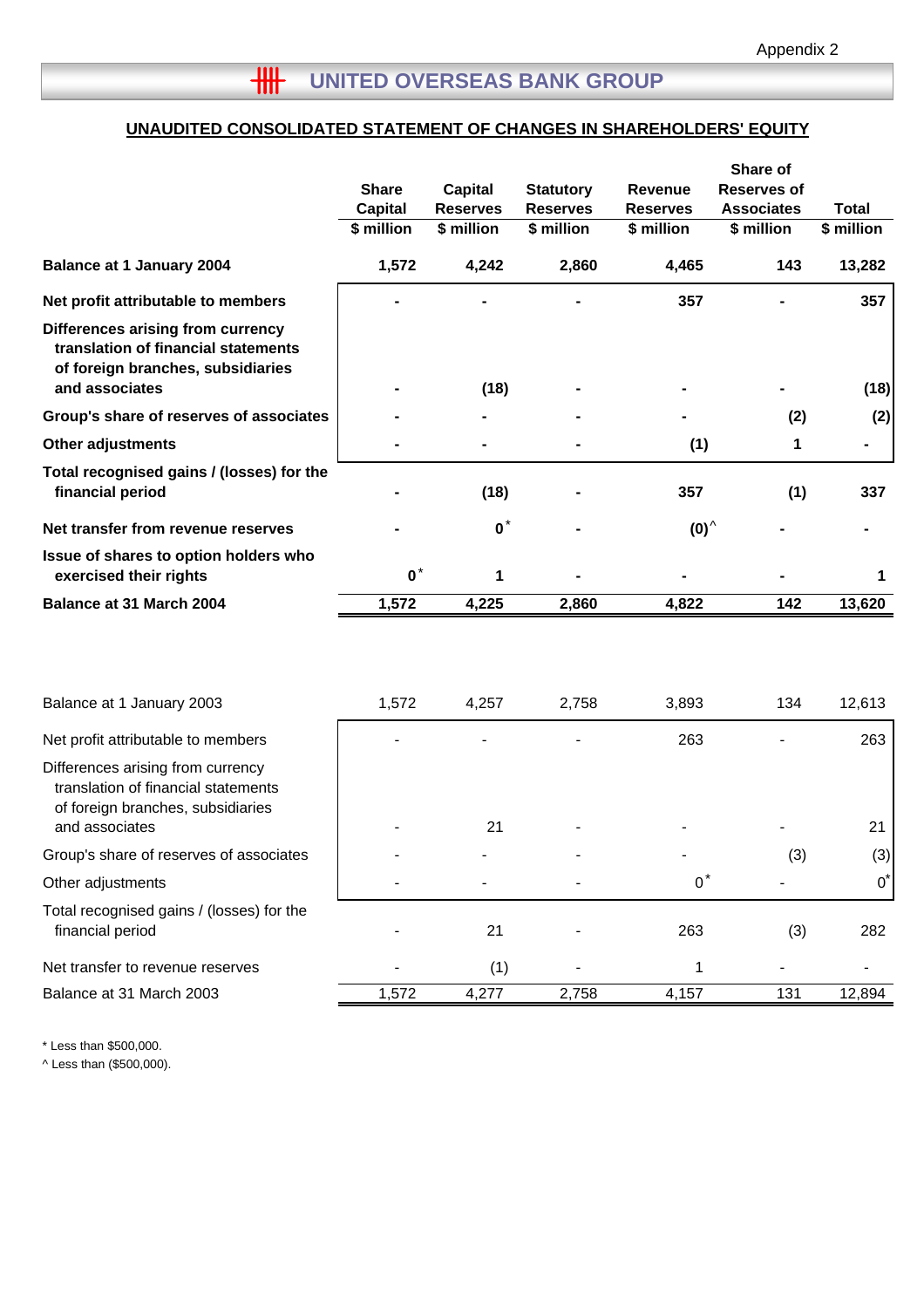Appendix 2

# UNITED OVERSEAS BANK GROUP

## UNAUDITED CONSOLIDATED STATEMENT OF CHANGES IN SHAREHOLDERS' EQUITY

| | Share Capital<br>$ million | Capital Reserves<br>$ million | Statutory Reserves<br>$ million | Revenue Reserves<br>$ million | Share of Reserves of Associates<br>$ million | Total<br>$ million |
|---|---|---|---|---|---|---|
| **Balance at 1 January 2004** | **1,572** | **4,242** | **2,860** | **4,465** | **143** | **13,282** |
| **Net profit attributable to members** | **-** | **-** | **-** | **357** | **-** | **357** |
| **Differences arising from currency translation of financial statements of foreign branches, subsidiaries and associates** | **-** | **(18)** | **-** | **-** | **-** | **(18)** |
| **Group's share of reserves of associates** | **-** | **-** | **-** | **-** | **(2)** | **(2)** |
| **Other adjustments** | **-** | **-** | **-** | **(1)** | **1** | **-** |
| **Total recognised gains / (losses) for the financial period** | **-** | **(18)** | **-** | **357** | **(1)** | **337** |
| **Net transfer from revenue reserves** | **-** | **0*** | **-** | **(0)^** | **-** | **-** |
| **Issue of shares to option holders who exercised their rights** | **0*** | **1** | **-** | **-** | **-** | **1** |
| **Balance at 31 March 2004** | **1,572** | **4,225** | **2,860** | **4,822** | **142** | **13,620** |
| | | | | | | |
| Balance at 1 January 2003 | 1,572 | 4,257 | 2,758 | 3,893 | 134 | 12,613 |
| Net profit attributable to members | - | - | - | 263 | - | 263 |
| Differences arising from currency translation of financial statements of foreign branches, subsidiaries and associates | - | 21 | - | - | - | 21 |
| Group's share of reserves of associates | - | - | - | - | (3) | (3) |
| Other adjustments | - | - | - | 0* | - | 0* |
| Total recognised gains / (losses) for the financial period | - | 21 | - | 263 | (3) | 282 |
| Net transfer to revenue reserves | - | (1) | - | 1 | - | - |
| Balance at 31 March 2003 | 1,572 | 4,277 | 2,758 | 4,157 | 131 | 12,894 |

* Less than $500,000.
^ Less than ($500,000).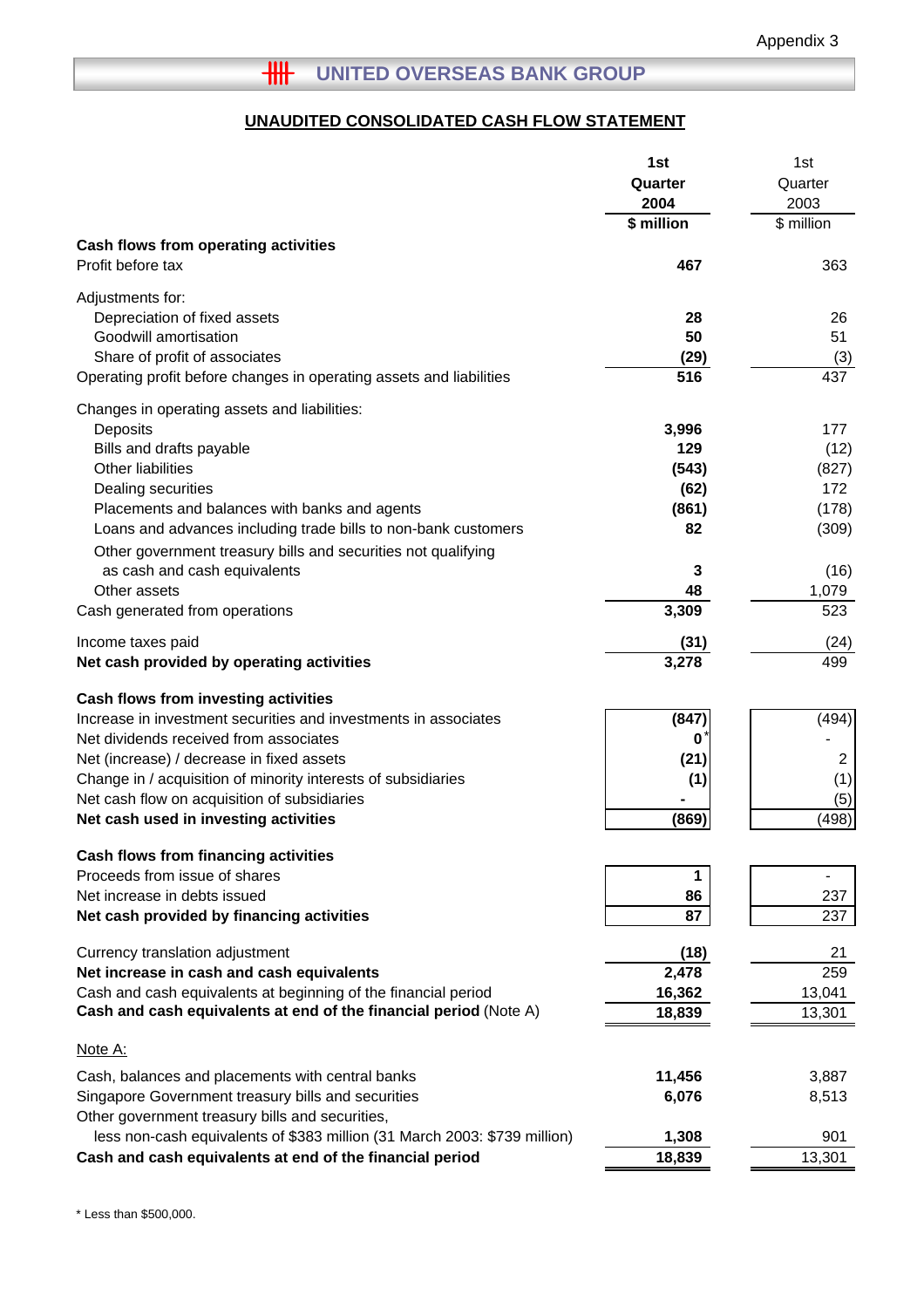Appendix 3

# UNITED OVERSEAS BANK GROUP

## UNAUDITED CONSOLIDATED CASH FLOW STATEMENT

| | 1st Quarter 2004 | 1st Quarter 2003 |
|---|---|---|
| | **$ million** | $ million |
| **Cash flows from operating activities** | | |
| Profit before tax | **467** | 363 |
| Adjustments for: | | |
| Depreciation of fixed assets | **28** | 26 |
| Goodwill amortisation | **50** | 51 |
| Share of profit of associates | **(29)** | (3) |
| Operating profit before changes in operating assets and liabilities | **516** | 437 |
| Changes in operating assets and liabilities: | | |
| Deposits | **3,996** | 177 |
| Bills and drafts payable | **129** | (12) |
| Other liabilities | **(543)** | (827) |
| Dealing securities | **(62)** | 172 |
| Placements and balances with banks and agents | **(861)** | (178) |
| Loans and advances including trade bills to non-bank customers | **82** | (309) |
| Other government treasury bills and securities not qualifying as cash and cash equivalents | **3** | (16) |
| Other assets | **48** | 1,079 |
| Cash generated from operations | **3,309** | 523 |
| Income taxes paid | **(31)** | (24) |
| **Net cash provided by operating activities** | **3,278** | 499 |
| **Cash flows from investing activities** | | |
| Increase in investment securities and investments in associates | **(847)** | (494) |
| Net dividends received from associates | **0*** | - |
| Net (increase) / decrease in fixed assets | **(21)** | 2 |
| Change in / acquisition of minority interests of subsidiaries | **(1)** | (1) |
| Net cash flow on acquisition of subsidiaries | **-** | (5) |
| **Net cash used in investing activities** | **(869)** | (498) |
| **Cash flows from financing activities** | | |
| Proceeds from issue of shares | **1** | - |
| Net increase in debts issued | **86** | 237 |
| **Net cash provided by financing activities** | **87** | 237 |
| Currency translation adjustment | **(18)** | 21 |
| **Net increase in cash and cash equivalents** | **2,478** | 259 |
| Cash and cash equivalents at beginning of the financial period | **16,362** | 13,041 |
| **Cash and cash equivalents at end of the financial period** (Note A) | **18,839** | 13,301 |

Note A:

| | | |
|---|---|---|
| Cash, balances and placements with central banks | **11,456** | 3,887 |
| Singapore Government treasury bills and securities | **6,076** | 8,513 |
| Other government treasury bills and securities, less non-cash equivalents of $383 million (31 March 2003: $739 million) | **1,308** | 901 |
| **Cash and cash equivalents at end of the financial period** | **18,839** | 13,301 |

* Less than $500,000.